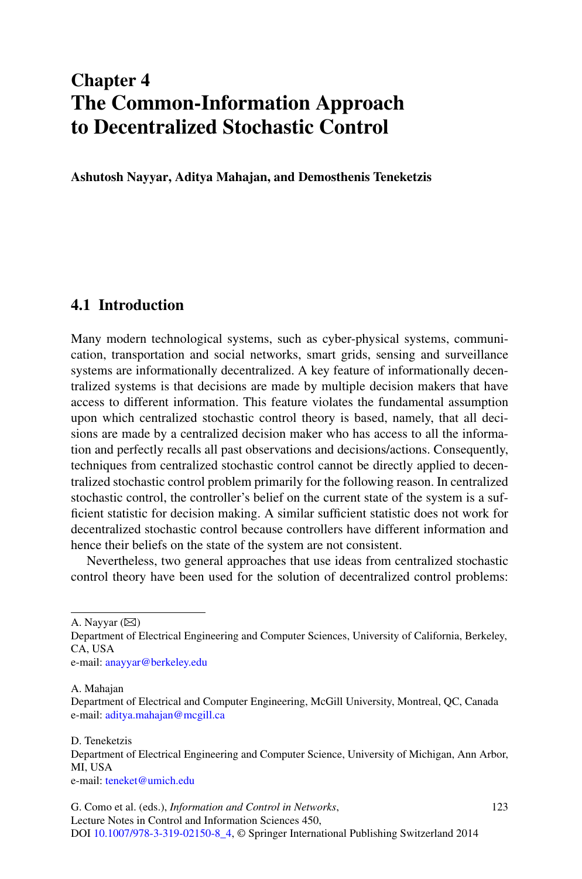# Chapter 4
# The Common-Information Approach to Decentralized Stochastic Control

**Ashutosh Nayyar, Aditya Mahajan, and Demosthenis Teneketzis**

## 4.1 Introduction

Many modern technological systems, such as cyber-physical systems, communication, transportation and social networks, smart grids, sensing and surveillance systems are informationally decentralized. A key feature of informationally decentralized systems is that decisions are made by multiple decision makers that have access to different information. This feature violates the fundamental assumption upon which centralized stochastic control theory is based, namely, that all decisions are made by a centralized decision maker who has access to all the information and perfectly recalls all past observations and decisions/actions. Consequently, techniques from centralized stochastic control cannot be directly applied to decentralized stochastic control problem primarily for the following reason. In centralized stochastic control, the controller's belief on the current state of the system is a sufficient statistic for decision making. A similar sufficient statistic does not work for decentralized stochastic control because controllers have different information and hence their beliefs on the state of the system are not consistent.

Nevertheless, two general approaches that use ideas from centralized stochastic control theory have been used for the solution of decentralized control problems:

---

A. Nayyar (✉)
Department of Electrical Engineering and Computer Sciences, University of California, Berkeley, CA, USA
e-mail: anayyar@berkeley.edu

A. Mahajan
Department of Electrical and Computer Engineering, McGill University, Montreal, QC, Canada
e-mail: aditya.mahajan@mcgill.ca

D. Teneketzis
Department of Electrical Engineering and Computer Science, University of Michigan, Ann Arbor, MI, USA
e-mail: teneket@umich.edu

G. Como et al. (eds.), *Information and Control in Networks*,
Lecture Notes in Control and Information Sciences 450,
DOI 10.1007/978-3-319-02150-8_4, © Springer International Publishing Switzerland 2014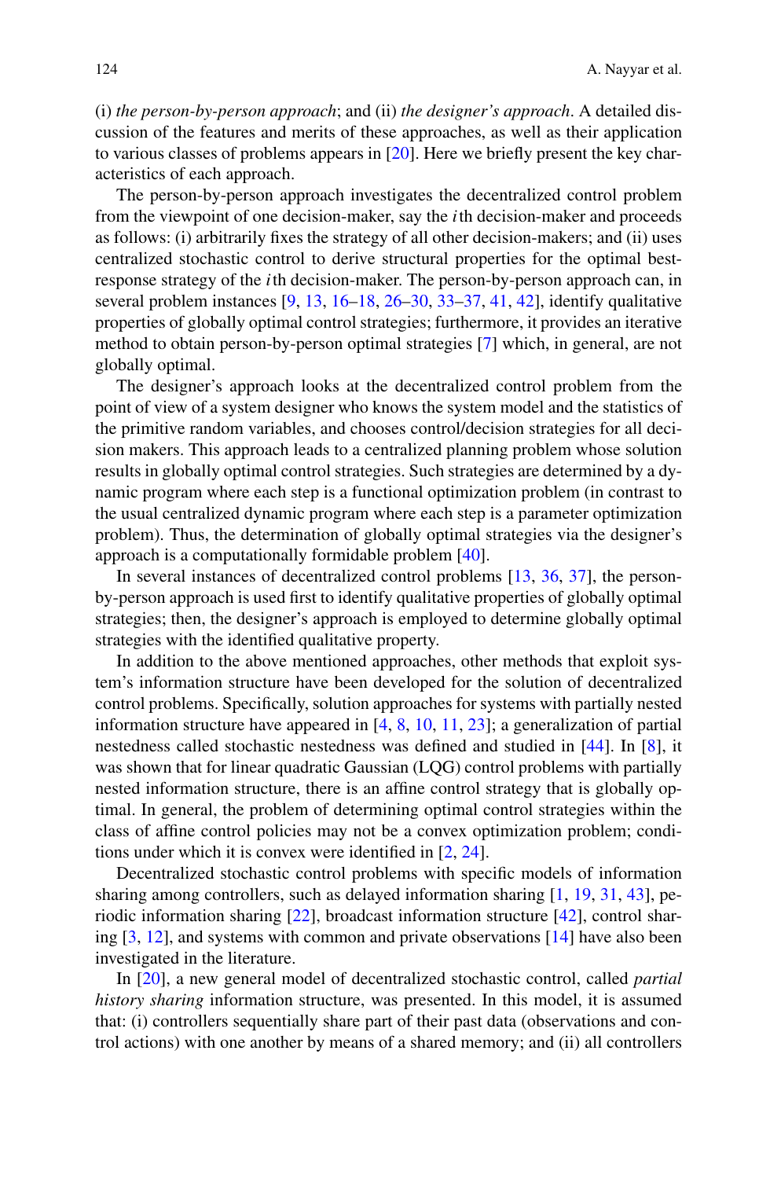(i) *the person-by-person approach*; and (ii) *the designer's approach*. A detailed discussion of the features and merits of these approaches, as well as their application to various classes of problems appears in [20]. Here we briefly present the key characteristics of each approach.

The person-by-person approach investigates the decentralized control problem from the viewpoint of one decision-maker, say the $i$th decision-maker and proceeds as follows: (i) arbitrarily fixes the strategy of all other decision-makers; and (ii) uses centralized stochastic control to derive structural properties for the optimal best-response strategy of the $i$th decision-maker. The person-by-person approach can, in several problem instances [9, 13, 16–18, 26–30, 33–37, 41, 42], identify qualitative properties of globally optimal control strategies; furthermore, it provides an iterative method to obtain person-by-person optimal strategies [7] which, in general, are not globally optimal.

The designer's approach looks at the decentralized control problem from the point of view of a system designer who knows the system model and the statistics of the primitive random variables, and chooses control/decision strategies for all decision makers. This approach leads to a centralized planning problem whose solution results in globally optimal control strategies. Such strategies are determined by a dynamic program where each step is a functional optimization problem (in contrast to the usual centralized dynamic program where each step is a parameter optimization problem). Thus, the determination of globally optimal strategies via the designer's approach is a computationally formidable problem [40].

In several instances of decentralized control problems [13, 36, 37], the person-by-person approach is used first to identify qualitative properties of globally optimal strategies; then, the designer's approach is employed to determine globally optimal strategies with the identified qualitative property.

In addition to the above mentioned approaches, other methods that exploit system's information structure have been developed for the solution of decentralized control problems. Specifically, solution approaches for systems with partially nested information structure have appeared in [4, 8, 10, 11, 23]; a generalization of partial nestedness called stochastic nestedness was defined and studied in [44]. In [8], it was shown that for linear quadratic Gaussian (LQG) control problems with partially nested information structure, there is an affine control strategy that is globally optimal. In general, the problem of determining optimal control strategies within the class of affine control policies may not be a convex optimization problem; conditions under which it is convex were identified in [2, 24].

Decentralized stochastic control problems with specific models of information sharing among controllers, such as delayed information sharing [1, 19, 31, 43], periodic information sharing [22], broadcast information structure [42], control sharing [3, 12], and systems with common and private observations [14] have also been investigated in the literature.

In [20], a new general model of decentralized stochastic control, called *partial history sharing* information structure, was presented. In this model, it is assumed that: (i) controllers sequentially share part of their past data (observations and control actions) with one another by means of a shared memory; and (ii) all controllers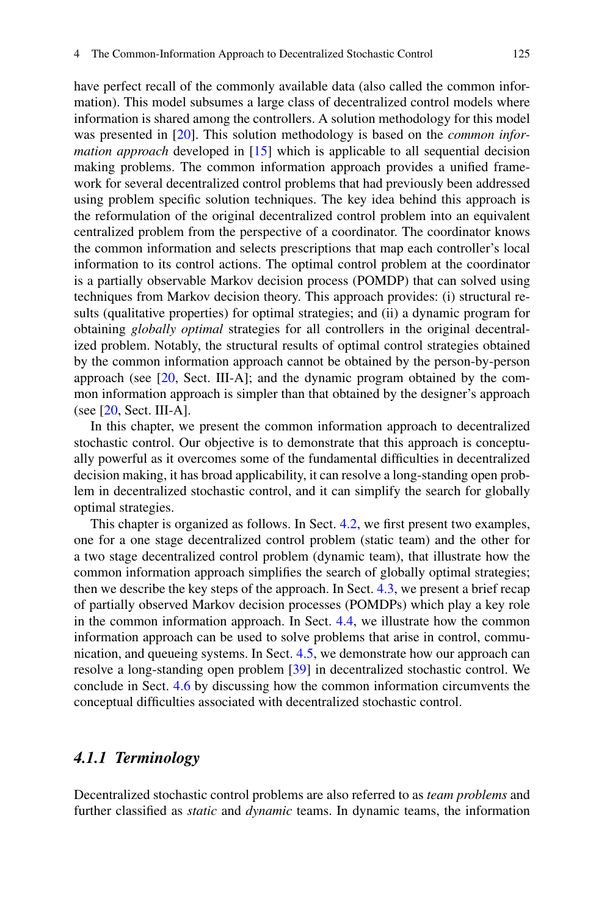have perfect recall of the commonly available data (also called the common information). This model subsumes a large class of decentralized control models where information is shared among the controllers. A solution methodology for this model was presented in [20]. This solution methodology is based on the *common information approach* developed in [15] which is applicable to all sequential decision making problems. The common information approach provides a unified framework for several decentralized control problems that had previously been addressed using problem specific solution techniques. The key idea behind this approach is the reformulation of the original decentralized control problem into an equivalent centralized problem from the perspective of a coordinator. The coordinator knows the common information and selects prescriptions that map each controller's local information to its control actions. The optimal control problem at the coordinator is a partially observable Markov decision process (POMDP) that can solved using techniques from Markov decision theory. This approach provides: (i) structural results (qualitative properties) for optimal strategies; and (ii) a dynamic program for obtaining *globally optimal* strategies for all controllers in the original decentralized problem. Notably, the structural results of optimal control strategies obtained by the common information approach cannot be obtained by the person-by-person approach (see [20, Sect. III-A]; and the dynamic program obtained by the common information approach is simpler than that obtained by the designer's approach (see [20, Sect. III-A].

In this chapter, we present the common information approach to decentralized stochastic control. Our objective is to demonstrate that this approach is conceptually powerful as it overcomes some of the fundamental difficulties in decentralized decision making, it has broad applicability, it can resolve a long-standing open problem in decentralized stochastic control, and it can simplify the search for globally optimal strategies.

This chapter is organized as follows. In Sect. 4.2, we first present two examples, one for a one stage decentralized control problem (static team) and the other for a two stage decentralized control problem (dynamic team), that illustrate how the common information approach simplifies the search of globally optimal strategies; then we describe the key steps of the approach. In Sect. 4.3, we present a brief recap of partially observed Markov decision processes (POMDPs) which play a key role in the common information approach. In Sect. 4.4, we illustrate how the common information approach can be used to solve problems that arise in control, communication, and queueing systems. In Sect. 4.5, we demonstrate how our approach can resolve a long-standing open problem [39] in decentralized stochastic control. We conclude in Sect. 4.6 by discussing how the common information circumvents the conceptual difficulties associated with decentralized stochastic control.

### *4.1.1 Terminology*

Decentralized stochastic control problems are also referred to as *team problems* and further classified as *static* and *dynamic* teams. In dynamic teams, the information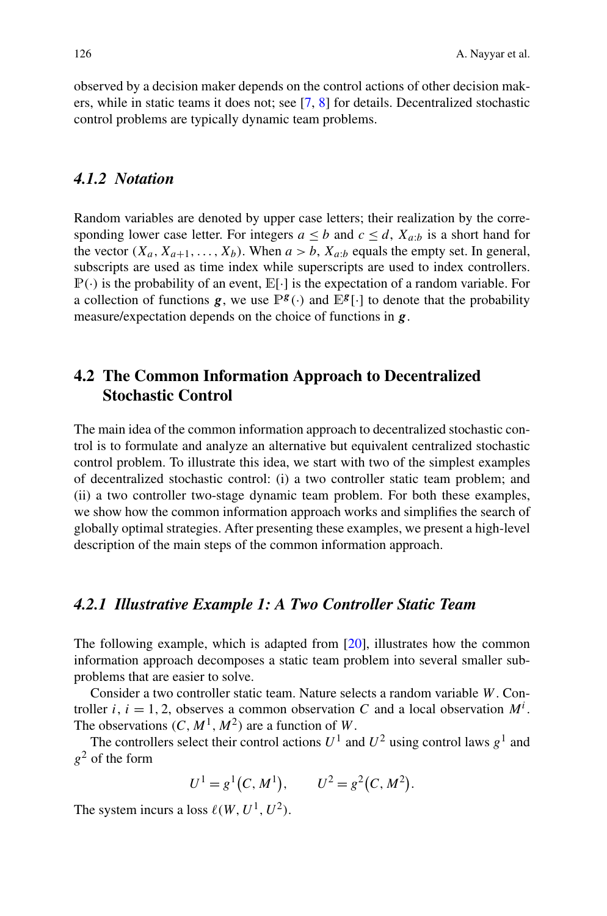observed by a decision maker depends on the control actions of other decision makers, while in static teams it does not; see [7, 8] for details. Decentralized stochastic control problems are typically dynamic team problems.

### *4.1.2 Notation*

Random variables are denoted by upper case letters; their realization by the corresponding lower case letter. For integers $a \leq b$ and $c \leq d$, $X_{a:b}$ is a short hand for the vector $(X_a, X_{a+1}, \ldots, X_b)$. When $a > b$, $X_{a:b}$ equals the empty set. In general, subscripts are used as time index while superscripts are used to index controllers. $\mathbb{P}(\cdot)$ is the probability of an event, $\mathbb{E}[\cdot]$ is the expectation of a random variable. For a collection of functions $\boldsymbol{g}$, we use $\mathbb{P}^{\boldsymbol{g}}(\cdot)$ and $\mathbb{E}^{\boldsymbol{g}}[\cdot]$ to denote that the probability measure/expectation depends on the choice of functions in $\boldsymbol{g}$.

## 4.2 The Common Information Approach to Decentralized Stochastic Control

The main idea of the common information approach to decentralized stochastic control is to formulate and analyze an alternative but equivalent centralized stochastic control problem. To illustrate this idea, we start with two of the simplest examples of decentralized stochastic control: (i) a two controller static team problem; and (ii) a two controller two-stage dynamic team problem. For both these examples, we show how the common information approach works and simplifies the search of globally optimal strategies. After presenting these examples, we present a high-level description of the main steps of the common information approach.

### *4.2.1 Illustrative Example 1: A Two Controller Static Team*

The following example, which is adapted from [20], illustrates how the common information approach decomposes a static team problem into several smaller subproblems that are easier to solve.

Consider a two controller static team. Nature selects a random variable $W$. Controller $i$, $i = 1, 2$, observes a common observation $C$ and a local observation $M^i$. The observations $(C, M^1, M^2)$ are a function of $W$.

The controllers select their control actions $U^1$ and $U^2$ using control laws $g^1$ and $g^2$ of the form

$$U^1 = g^1\big(C, M^1\big), \qquad U^2 = g^2\big(C, M^2\big).$$

The system incurs a loss $\ell(W, U^1, U^2)$.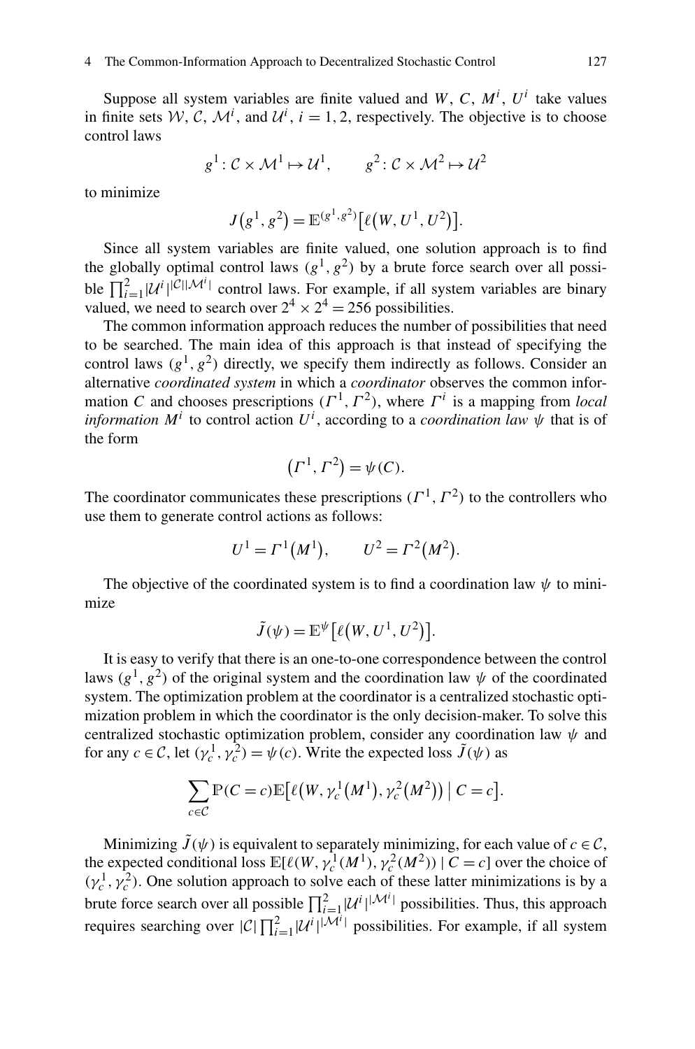Suppose all system variables are finite valued and $W$, $C$, $M^i$, $U^i$ take values in finite sets $\mathcal{W}$, $\mathcal{C}$, $\mathcal{M}^i$, and $\mathcal{U}^i$, $i = 1, 2$, respectively. The objective is to choose control laws

$$g^1 : \mathcal{C} \times \mathcal{M}^1 \mapsto \mathcal{U}^1, \qquad g^2 : \mathcal{C} \times \mathcal{M}^2 \mapsto \mathcal{U}^2$$

to minimize

$$J\left(g^1, g^2\right) = \mathbb{E}^{(g^1, g^2)}\left[\ell\left(W, U^1, U^2\right)\right].$$

Since all system variables are finite valued, one solution approach is to find the globally optimal control laws $(g^1, g^2)$ by a brute force search over all possible $\prod_{i=1}^{2} |\mathcal{U}^i|^{|\mathcal{C}||\mathcal{M}^i|}$ control laws. For example, if all system variables are binary valued, we need to search over $2^4 \times 2^4 = 256$ possibilities.

The common information approach reduces the number of possibilities that need to be searched. The main idea of this approach is that instead of specifying the control laws $(g^1, g^2)$ directly, we specify them indirectly as follows. Consider an alternative *coordinated system* in which a *coordinator* observes the common information $C$ and chooses prescriptions $(\Gamma^1, \Gamma^2)$, where $\Gamma^i$ is a mapping from *local information* $M^i$ to control action $U^i$, according to a *coordination law* $\psi$ that is of the form

$$\left(\Gamma^1, \Gamma^2\right) = \psi(C).$$

The coordinator communicates these prescriptions $(\Gamma^1, \Gamma^2)$ to the controllers who use them to generate control actions as follows:

$$U^1 = \Gamma^1\left(M^1\right), \qquad U^2 = \Gamma^2\left(M^2\right).$$

The objective of the coordinated system is to find a coordination law $\psi$ to minimize

$$\tilde{J}(\psi) = \mathbb{E}^{\psi}\left[\ell\left(W, U^1, U^2\right)\right].$$

It is easy to verify that there is an one-to-one correspondence between the control laws $(g^1, g^2)$ of the original system and the coordination law $\psi$ of the coordinated system. The optimization problem at the coordinator is a centralized stochastic optimization problem in which the coordinator is the only decision-maker. To solve this centralized stochastic optimization problem, consider any coordination law $\psi$ and for any $c \in \mathcal{C}$, let $(\gamma_c^1, \gamma_c^2) = \psi(c)$. Write the expected loss $\tilde{J}(\psi)$ as

$$\sum_{c \in \mathcal{C}} \mathbb{P}(C = c) \mathbb{E}\left[\ell\left(W, \gamma_c^1\left(M^1\right), \gamma_c^2\left(M^2\right)\right) \mid C = c\right].$$

Minimizing $\tilde{J}(\psi)$ is equivalent to separately minimizing, for each value of $c \in \mathcal{C}$, the expected conditional loss $\mathbb{E}[\ell(W, \gamma_c^1(M^1), \gamma_c^2(M^2)) \mid C = c]$ over the choice of $(\gamma_c^1, \gamma_c^2)$. One solution approach to solve each of these latter minimizations is by a brute force search over all possible $\prod_{i=1}^{2} |\mathcal{U}^i|^{|\mathcal{M}^i|}$ possibilities. Thus, this approach requires searching over $|\mathcal{C}| \prod_{i=1}^{2} |\mathcal{U}^i|^{|\mathcal{M}^i|}$ possibilities. For example, if all system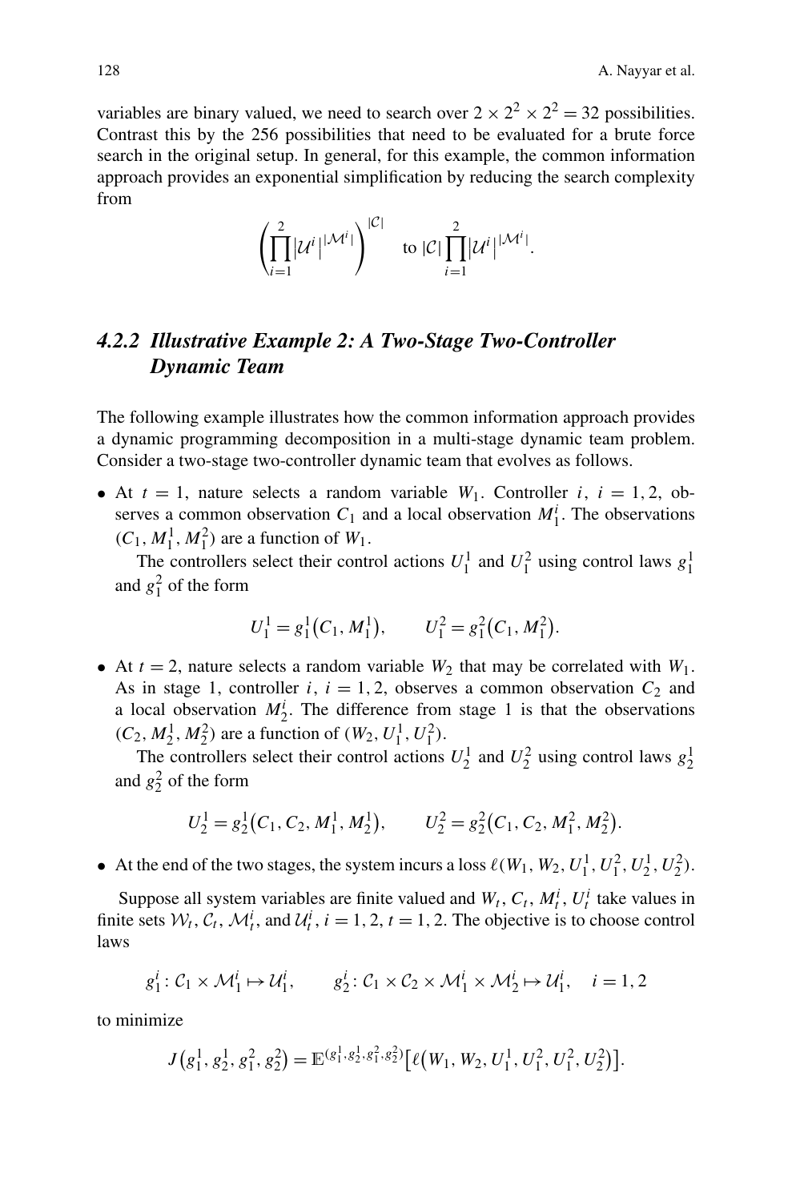variables are binary valued, we need to search over $2 \times 2^2 \times 2^2 = 32$ possibilities. Contrast this by the 256 possibilities that need to be evaluated for a brute force search in the original setup. In general, for this example, the common information approach provides an exponential simplification by reducing the search complexity from

$$\left(\prod_{i=1}^{2} |\mathcal{U}^i|^{|\mathcal{M}^i|}\right)^{|\mathcal{C}|} \quad \text{to } |\mathcal{C}| \prod_{i=1}^{2} |\mathcal{U}^i|^{|\mathcal{M}^i|}.$$

### *4.2.2 Illustrative Example 2: A Two-Stage Two-Controller Dynamic Team*

The following example illustrates how the common information approach provides a dynamic programming decomposition in a multi-stage dynamic team problem. Consider a two-stage two-controller dynamic team that evolves as follows.

- At $t = 1$, nature selects a random variable $W_1$. Controller $i$, $i = 1, 2$, observes a common observation $C_1$ and a local observation $M_1^i$. The observations $(C_1, M_1^1, M_1^2)$ are a function of $W_1$.

  The controllers select their control actions $U_1^1$ and $U_1^2$ using control laws $g_1^1$ and $g_1^2$ of the form

  $$U_1^1 = g_1^1(C_1, M_1^1), \qquad U_1^2 = g_1^2(C_1, M_1^2).$$

- At $t = 2$, nature selects a random variable $W_2$ that may be correlated with $W_1$. As in stage 1, controller $i$, $i = 1, 2$, observes a common observation $C_2$ and a local observation $M_2^i$. The difference from stage 1 is that the observations $(C_2, M_2^1, M_2^2)$ are a function of $(W_2, U_1^1, U_1^2)$.

  The controllers select their control actions $U_2^1$ and $U_2^2$ using control laws $g_2^1$ and $g_2^2$ of the form

  $$U_2^1 = g_2^1(C_1, C_2, M_1^1, M_2^1), \qquad U_2^2 = g_2^2(C_1, C_2, M_1^2, M_2^2).$$

- At the end of the two stages, the system incurs a loss $\ell(W_1, W_2, U_1^1, U_1^2, U_2^1, U_2^2)$.

Suppose all system variables are finite valued and $W_t, C_t, M_t^i, U_t^i$ take values in finite sets $\mathcal{W}_t, \mathcal{C}_t, \mathcal{M}_t^i$, and $\mathcal{U}_t^i$, $i = 1, 2$, $t = 1, 2$. The objective is to choose control laws

$$g_1^i : \mathcal{C}_1 \times \mathcal{M}_1^i \mapsto \mathcal{U}_1^i, \qquad g_2^i : \mathcal{C}_1 \times \mathcal{C}_2 \times \mathcal{M}_1^i \times \mathcal{M}_2^i \mapsto \mathcal{U}_1^i, \quad i = 1, 2$$

to minimize

$$J(g_1^1, g_2^1, g_1^2, g_2^2) = \mathbb{E}^{(g_1^1, g_2^1, g_1^2, g_2^2)}\left[\ell(W_1, W_2, U_1^1, U_1^2, U_2^1, U_2^2)\right].$$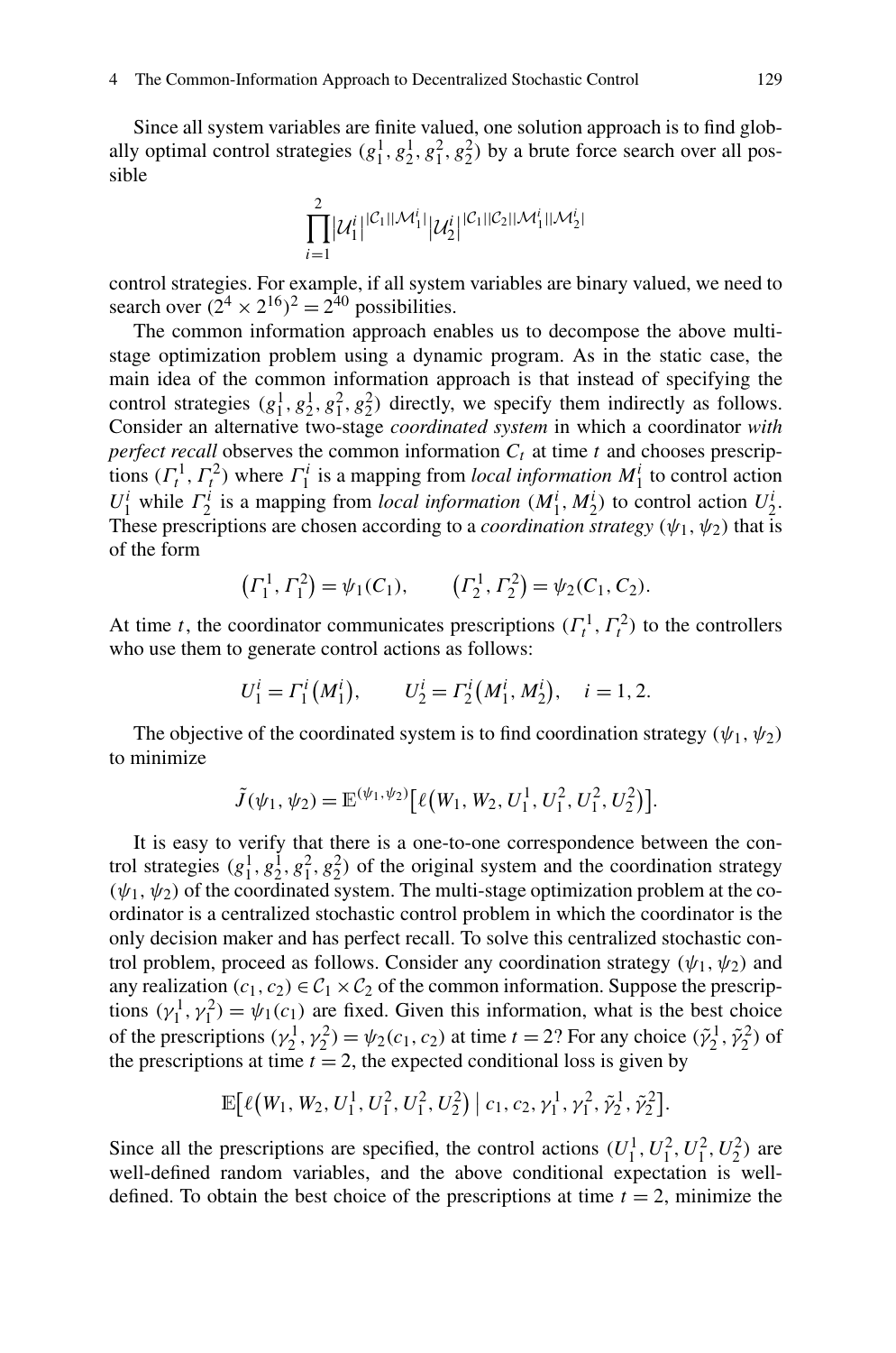Since all system variables are finite valued, one solution approach is to find globally optimal control strategies $(g_1^1, g_2^1, g_1^2, g_2^2)$ by a brute force search over all possible

$$\prod_{i=1}^{2} \left|\mathcal{U}_1^i\right|^{|\mathcal{C}_1||\mathcal{M}_1^i|} \left|\mathcal{U}_2^i\right|^{|\mathcal{C}_1||\mathcal{C}_2||\mathcal{M}_1^i||\mathcal{M}_2^i|}$$

control strategies. For example, if all system variables are binary valued, we need to search over $(2^4 \times 2^{16})^2 = 2^{40}$ possibilities.

The common information approach enables us to decompose the above multi-stage optimization problem using a dynamic program. As in the static case, the main idea of the common information approach is that instead of specifying the control strategies $(g_1^1, g_2^1, g_1^2, g_2^2)$ directly, we specify them indirectly as follows. Consider an alternative two-stage *coordinated system* in which a coordinator *with perfect recall* observes the common information $C_t$ at time $t$ and chooses prescriptions $(\Gamma_t^1, \Gamma_t^2)$ where $\Gamma_1^i$ is a mapping from *local information* $M_1^i$ to control action $U_1^i$ while $\Gamma_2^i$ is a mapping from *local information* $(M_1^i, M_2^i)$ to control action $U_2^i$. These prescriptions are chosen according to a *coordination strategy* $(\psi_1, \psi_2)$ that is of the form

$$\left(\Gamma_1^1, \Gamma_1^2\right) = \psi_1(C_1), \qquad \left(\Gamma_2^1, \Gamma_2^2\right) = \psi_2(C_1, C_2).$$

At time $t$, the coordinator communicates prescriptions $(\Gamma_t^1, \Gamma_t^2)$ to the controllers who use them to generate control actions as follows:

$$U_1^i = \Gamma_1^i\left(M_1^i\right), \qquad U_2^i = \Gamma_2^i\left(M_1^i, M_2^i\right), \quad i = 1, 2.$$

The objective of the coordinated system is to find coordination strategy $(\psi_1, \psi_2)$ to minimize

$$\tilde{J}(\psi_1, \psi_2) = \mathbb{E}^{(\psi_1, \psi_2)}\left[\ell\left(W_1, W_2, U_1^1, U_1^2, U_1^2, U_2^2\right)\right].$$

It is easy to verify that there is a one-to-one correspondence between the control strategies $(g_1^1, g_2^1, g_1^2, g_2^2)$ of the original system and the coordination strategy $(\psi_1, \psi_2)$ of the coordinated system. The multi-stage optimization problem at the coordinator is a centralized stochastic control problem in which the coordinator is the only decision maker and has perfect recall. To solve this centralized stochastic control problem, proceed as follows. Consider any coordination strategy $(\psi_1, \psi_2)$ and any realization $(c_1, c_2) \in \mathcal{C}_1 \times \mathcal{C}_2$ of the common information. Suppose the prescriptions $(\gamma_1^1, \gamma_1^2) = \psi_1(c_1)$ are fixed. Given this information, what is the best choice of the prescriptions $(\gamma_2^1, \gamma_2^2) = \psi_2(c_1, c_2)$ at time $t = 2$? For any choice $(\tilde{\gamma}_2^1, \tilde{\gamma}_2^2)$ of the prescriptions at time $t = 2$, the expected conditional loss is given by

$$\mathbb{E}\left[\ell\left(W_1, W_2, U_1^1, U_1^2, U_1^2, U_2^2\right) \mid c_1, c_2, \gamma_1^1, \gamma_1^2, \tilde{\gamma}_2^1, \tilde{\gamma}_2^2\right].$$

Since all the prescriptions are specified, the control actions $(U_1^1, U_1^2, U_1^2, U_2^2)$ are well-defined random variables, and the above conditional expectation is well-defined. To obtain the best choice of the prescriptions at time $t = 2$, minimize the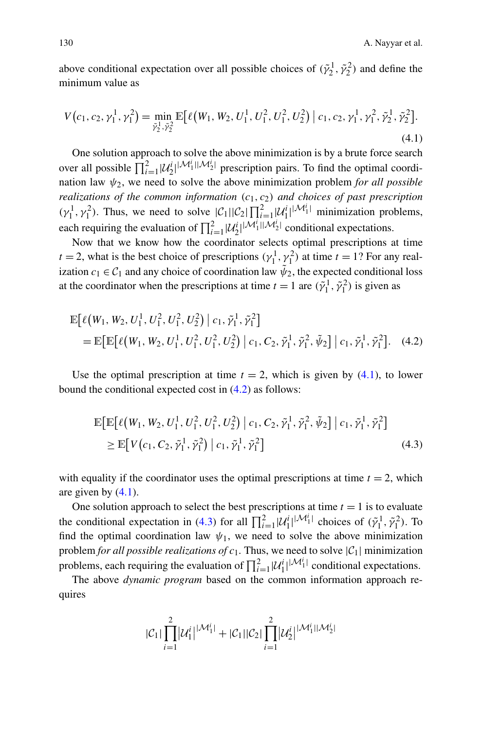above conditional expectation over all possible choices of $(\tilde{\gamma}_2^1, \tilde{\gamma}_2^2)$ and define the minimum value as

$$V\big(c_1, c_2, \gamma_1^1, \gamma_1^2\big) = \min_{\tilde{\gamma}_2^1, \tilde{\gamma}_2^2} \mathbb{E}\big[\ell\big(W_1, W_2, U_1^1, U_1^2, U_1^2, U_2^2\big) \mid c_1, c_2, \gamma_1^1, \gamma_1^2, \tilde{\gamma}_2^1, \tilde{\gamma}_2^2\big]. \tag{4.1}$$

One solution approach to solve the above minimization is by a brute force search over all possible $\prod_{i=1}^2 |\mathcal{U}_2^i|^{|\mathcal{M}_1^i||\mathcal{M}_2^i|}$ prescription pairs. To find the optimal coordination law $\psi_2$, we need to solve the above minimization problem *for all possible realizations of the common information* $(c_1, c_2)$ *and choices of past prescription* $(\gamma_1^1, \gamma_1^2)$. Thus, we need to solve $|\mathcal{C}_1||\mathcal{C}_2| \prod_{i=1}^2 |\mathcal{U}_1^i|^{|\mathcal{M}_1^i|}$ minimization problems, each requiring the evaluation of $\prod_{i=1}^2 |\mathcal{U}_2^i|^{|\mathcal{M}_1^i||\mathcal{M}_2^i|}$ conditional expectations.

Now that we know how the coordinator selects optimal prescriptions at time $t = 2$, what is the best choice of prescriptions $(\gamma_1^1, \gamma_1^2)$ at time $t = 1$? For any realization $c_1 \in \mathcal{C}_1$ and any choice of coordination law $\tilde{\psi}_2$, the expected conditional loss at the coordinator when the prescriptions at time $t = 1$ are $(\tilde{\gamma}_1^1, \tilde{\gamma}_1^2)$ is given as

$$\begin{aligned}
&\mathbb{E}\big[\ell\big(W_1, W_2, U_1^1, U_1^2, U_1^2, U_2^2\big) \mid c_1, \tilde{\gamma}_1^1, \tilde{\gamma}_1^2\big] \\
&\quad = \mathbb{E}\big[\mathbb{E}\big[\ell\big(W_1, W_2, U_1^1, U_1^2, U_1^2, U_2^2\big) \mid c_1, C_2, \tilde{\gamma}_1^1, \tilde{\gamma}_1^2, \tilde{\psi}_2\big] \mid c_1, \tilde{\gamma}_1^1, \tilde{\gamma}_1^2\big].
\end{aligned} \tag{4.2}$$

Use the optimal prescription at time $t = 2$, which is given by (4.1), to lower bound the conditional expected cost in (4.2) as follows:

$$\begin{aligned}
&\mathbb{E}\big[\mathbb{E}\big[\ell\big(W_1, W_2, U_1^1, U_1^2, U_1^2, U_2^2\big) \mid c_1, C_2, \tilde{\gamma}_1^1, \tilde{\gamma}_1^2, \tilde{\psi}_2\big] \mid c_1, \tilde{\gamma}_1^1, \tilde{\gamma}_1^2\big] \\
&\quad \geq \mathbb{E}\big[V\big(c_1, C_2, \tilde{\gamma}_1^1, \tilde{\gamma}_1^2\big) \mid c_1, \tilde{\gamma}_1^1, \tilde{\gamma}_1^2\big]
\end{aligned} \tag{4.3}$$

with equality if the coordinator uses the optimal prescriptions at time $t = 2$, which are given by (4.1).

One solution approach to select the best prescriptions at time $t = 1$ is to evaluate the conditional expectation in (4.3) for all $\prod_{i=1}^2 |\mathcal{U}_1^i|^{|\mathcal{M}_1^i|}$ choices of $(\tilde{\gamma}_1^1, \tilde{\gamma}_1^2)$. To find the optimal coordination law $\psi_1$, we need to solve the above minimization problem *for all possible realizations of* $c_1$. Thus, we need to solve $|\mathcal{C}_1|$ minimization problems, each requiring the evaluation of $\prod_{i=1}^2 |\mathcal{U}_1^i|^{|\mathcal{M}_1^i|}$ conditional expectations.

The above *dynamic program* based on the common information approach requires

$$|\mathcal{C}_1| \prod_{i=1}^2 |\mathcal{U}_1^i|^{|\mathcal{M}_1^i|} + |\mathcal{C}_1||\mathcal{C}_2| \prod_{i=1}^2 |\mathcal{U}_2^i|^{|\mathcal{M}_1^i||\mathcal{M}_2^i|}$$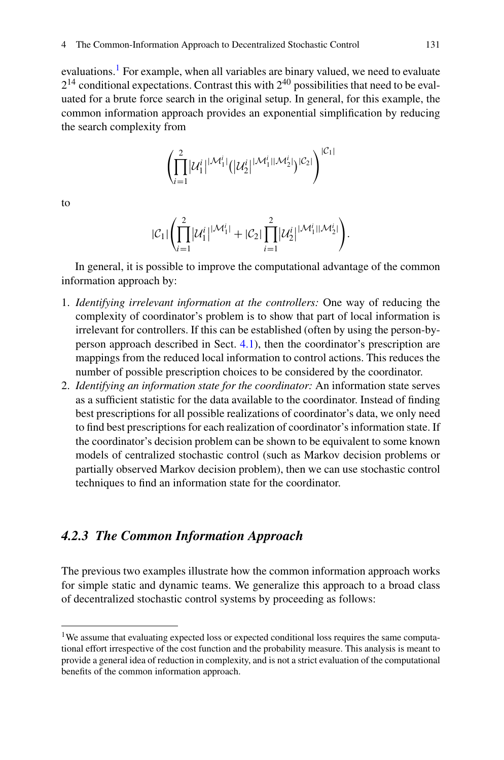evaluations.[1] For example, when all variables are binary valued, we need to evaluate $2^{14}$ conditional expectations. Contrast this with $2^{40}$ possibilities that need to be evaluated for a brute force search in the original setup. In general, for this example, the common information approach provides an exponential simplification by reducing the search complexity from

$$\left( \prod_{i=1}^{2} |\mathcal{U}_1^i|^{|\mathcal{M}_1^i|} \left( |\mathcal{U}_2^i|^{|\mathcal{M}_1^i||\mathcal{M}_2^i|} \right)^{|\mathcal{C}_2|} \right)^{|\mathcal{C}_1|}$$

to

$$|\mathcal{C}_1| \left( \prod_{i=1}^{2} |\mathcal{U}_1^i|^{|\mathcal{M}_1^i|} + |\mathcal{C}_2| \prod_{i=1}^{2} |\mathcal{U}_2^i|^{|\mathcal{M}_1^i||\mathcal{M}_2^i|} \right).$$

In general, it is possible to improve the computational advantage of the common information approach by:

1. *Identifying irrelevant information at the controllers:* One way of reducing the complexity of coordinator's problem is to show that part of local information is irrelevant for controllers. If this can be established (often by using the person-by-person approach described in Sect. 4.1), then the coordinator's prescription are mappings from the reduced local information to control actions. This reduces the number of possible prescription choices to be considered by the coordinator.
2. *Identifying an information state for the coordinator:* An information state serves as a sufficient statistic for the data available to the coordinator. Instead of finding best prescriptions for all possible realizations of coordinator's data, we only need to find best prescriptions for each realization of coordinator's information state. If the coordinator's decision problem can be shown to be equivalent to some known models of centralized stochastic control (such as Markov decision problems or partially observed Markov decision problem), then we can use stochastic control techniques to find an information state for the coordinator.

### *4.2.3 The Common Information Approach*

The previous two examples illustrate how the common information approach works for simple static and dynamic teams. We generalize this approach to a broad class of decentralized stochastic control systems by proceeding as follows:

[1] We assume that evaluating expected loss or expected conditional loss requires the same computational effort irrespective of the cost function and the probability measure. This analysis is meant to provide a general idea of reduction in complexity, and is not a strict evaluation of the computational benefits of the common information approach.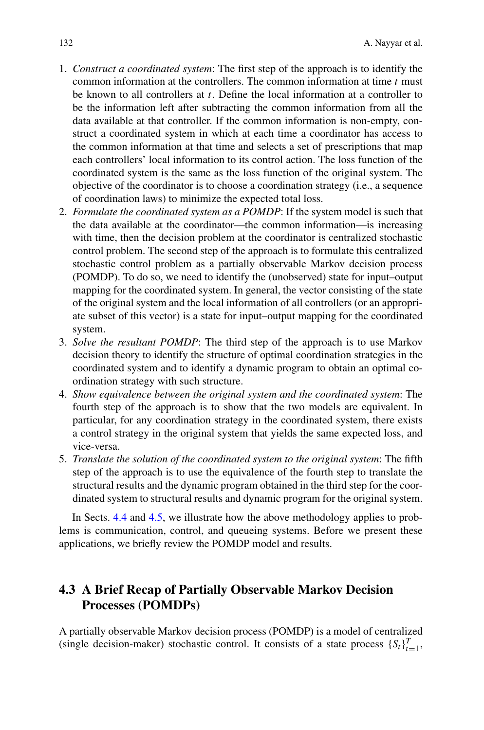1. *Construct a coordinated system*: The first step of the approach is to identify the common information at the controllers. The common information at time $t$ must be known to all controllers at $t$. Define the local information at a controller to be the information left after subtracting the common information from all the data available at that controller. If the common information is non-empty, construct a coordinated system in which at each time a coordinator has access to the common information at that time and selects a set of prescriptions that map each controllers' local information to its control action. The loss function of the coordinated system is the same as the loss function of the original system. The objective of the coordinator is to choose a coordination strategy (i.e., a sequence of coordination laws) to minimize the expected total loss.
2. *Formulate the coordinated system as a POMDP*: If the system model is such that the data available at the coordinator—the common information—is increasing with time, then the decision problem at the coordinator is centralized stochastic control problem. The second step of the approach is to formulate this centralized stochastic control problem as a partially observable Markov decision process (POMDP). To do so, we need to identify the (unobserved) state for input–output mapping for the coordinated system. In general, the vector consisting of the state of the original system and the local information of all controllers (or an appropriate subset of this vector) is a state for input–output mapping for the coordinated system.
3. *Solve the resultant POMDP*: The third step of the approach is to use Markov decision theory to identify the structure of optimal coordination strategies in the coordinated system and to identify a dynamic program to obtain an optimal coordination strategy with such structure.
4. *Show equivalence between the original system and the coordinated system*: The fourth step of the approach is to show that the two models are equivalent. In particular, for any coordination strategy in the coordinated system, there exists a control strategy in the original system that yields the same expected loss, and vice-versa.
5. *Translate the solution of the coordinated system to the original system*: The fifth step of the approach is to use the equivalence of the fourth step to translate the structural results and the dynamic program obtained in the third step for the coordinated system to structural results and dynamic program for the original system.

In Sects. 4.4 and 4.5, we illustrate how the above methodology applies to problems is communication, control, and queueing systems. Before we present these applications, we briefly review the POMDP model and results.

## 4.3 A Brief Recap of Partially Observable Markov Decision Processes (POMDPs)

A partially observable Markov decision process (POMDP) is a model of centralized (single decision-maker) stochastic control. It consists of a state process $\{S_t\}_{t=1}^{T}$,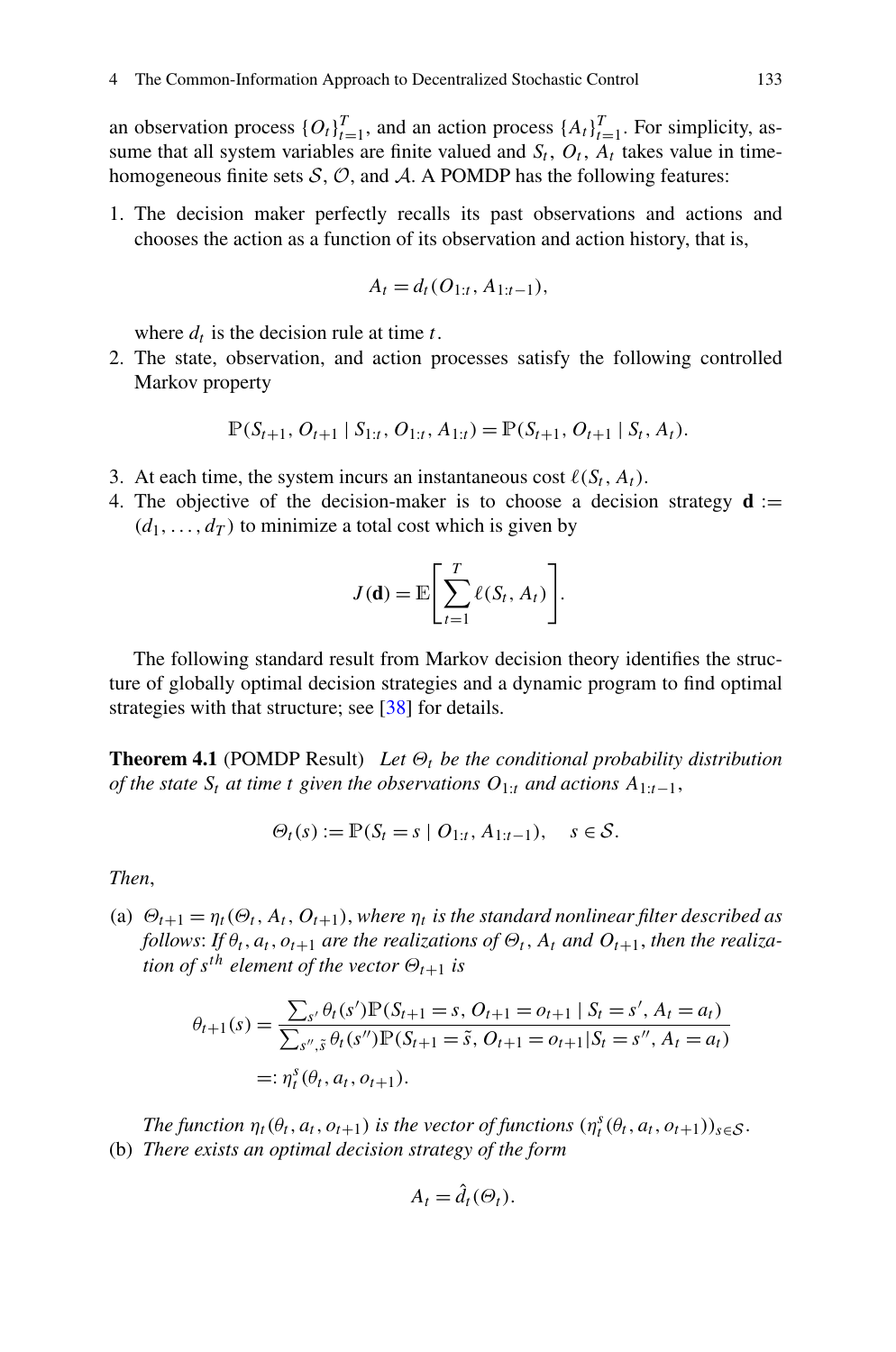an observation process $\{O_t\}_{t=1}^T$, and an action process $\{A_t\}_{t=1}^T$. For simplicity, assume that all system variables are finite valued and $S_t$, $O_t$, $A_t$ takes value in time-homogeneous finite sets $\mathcal{S}$, $\mathcal{O}$, and $\mathcal{A}$. A POMDP has the following features:

1. The decision maker perfectly recalls its past observations and actions and chooses the action as a function of its observation and action history, that is,

$$A_t = d_t(O_{1:t}, A_{1:t-1}),$$

   where $d_t$ is the decision rule at time $t$.
2. The state, observation, and action processes satisfy the following controlled Markov property

$$\mathbb{P}(S_{t+1}, O_{t+1} \mid S_{1:t}, O_{1:t}, A_{1:t}) = \mathbb{P}(S_{t+1}, O_{t+1} \mid S_t, A_t).$$

3. At each time, the system incurs an instantaneous cost $\ell(S_t, A_t)$.
4. The objective of the decision-maker is to choose a decision strategy $\mathbf{d} := (d_1, \dots, d_T)$ to minimize a total cost which is given by

$$J(\mathbf{d}) = \mathbb{E}\left[\sum_{t=1}^{T} \ell(S_t, A_t)\right].$$

The following standard result from Markov decision theory identifies the structure of globally optimal decision strategies and a dynamic program to find optimal strategies with that structure; see [38] for details.

**Theorem 4.1** (POMDP Result) *Let $\Theta_t$ be the conditional probability distribution of the state $S_t$ at time $t$ given the observations $O_{1:t}$ and actions $A_{1:t-1}$,*

$$\Theta_t(s) := \mathbb{P}(S_t = s \mid O_{1:t}, A_{1:t-1}), \quad s \in \mathcal{S}.$$

*Then,*

(a) $\Theta_{t+1} = \eta_t(\Theta_t, A_t, O_{t+1})$, *where $\eta_t$ is the standard nonlinear filter described as follows: If $\theta_t, a_t, o_{t+1}$ are the realizations of $\Theta_t$, $A_t$ and $O_{t+1}$, then the realization of $s^{th}$ element of the vector $\Theta_{t+1}$ is*

$$\begin{aligned}\theta_{t+1}(s) &= \frac{\sum_{s'} \theta_t(s')\mathbb{P}(S_{t+1} = s, O_{t+1} = o_{t+1} \mid S_t = s', A_t = a_t)}{\sum_{s'', \tilde{s}} \theta_t(s'')\mathbb{P}(S_{t+1} = \tilde{s}, O_{t+1} = o_{t+1} \mid S_t = s'', A_t = a_t)} \\ &=: \eta_t^s(\theta_t, a_t, o_{t+1}).\end{aligned}$$

*The function $\eta_t(\theta_t, a_t, o_{t+1})$ is the vector of functions $(\eta_t^s(\theta_t, a_t, o_{t+1}))_{s \in \mathcal{S}}$.*

(b) *There exists an optimal decision strategy of the form*

$$A_t = \hat{d}_t(\Theta_t).$$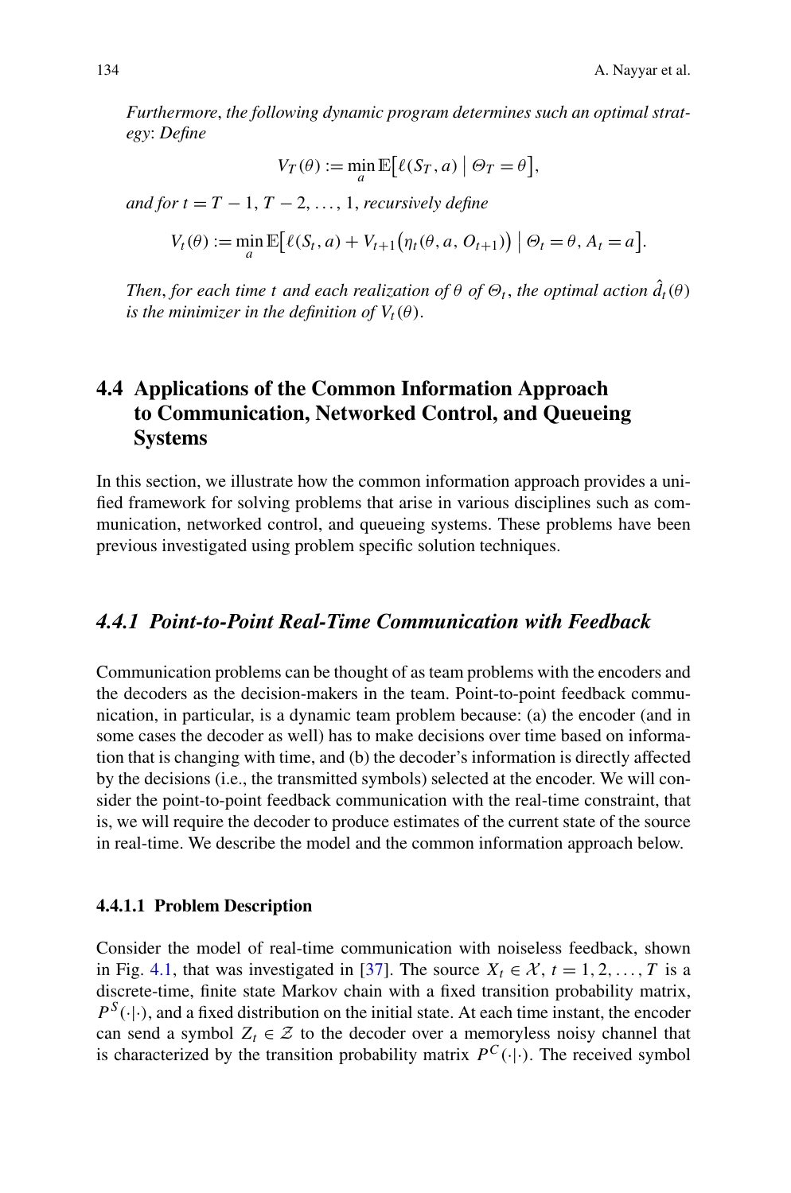*Furthermore, the following dynamic program determines such an optimal strategy: Define*

$$V_T(\theta) := \min_a \mathbb{E}\big[\ell(S_T, a) \,\big|\, \Theta_T = \theta\big],$$

*and for* $t = T-1, T-2, \ldots, 1$, *recursively define*

$$V_t(\theta) := \min_a \mathbb{E}\big[\ell(S_t, a) + V_{t+1}\big(\eta_t(\theta, a, O_{t+1})\big) \,\big|\, \Theta_t = \theta, A_t = a\big].$$

*Then, for each time* $t$ *and each realization of* $\theta$ *of* $\Theta_t$, *the optimal action* $\hat{d}_t(\theta)$ *is the minimizer in the definition of* $V_t(\theta)$.

## 4.4 Applications of the Common Information Approach to Communication, Networked Control, and Queueing Systems

In this section, we illustrate how the common information approach provides a unified framework for solving problems that arise in various disciplines such as communication, networked control, and queueing systems. These problems have been previous investigated using problem specific solution techniques.

### *4.4.1 Point-to-Point Real-Time Communication with Feedback*

Communication problems can be thought of as team problems with the encoders and the decoders as the decision-makers in the team. Point-to-point feedback communication, in particular, is a dynamic team problem because: (a) the encoder (and in some cases the decoder as well) has to make decisions over time based on information that is changing with time, and (b) the decoder's information is directly affected by the decisions (i.e., the transmitted symbols) selected at the encoder. We will consider the point-to-point feedback communication with the real-time constraint, that is, we will require the decoder to produce estimates of the current state of the source in real-time. We describe the model and the common information approach below.

#### 4.4.1.1 Problem Description

Consider the model of real-time communication with noiseless feedback, shown in Fig. 4.1, that was investigated in [37]. The source $X_t \in \mathcal{X}$, $t = 1, 2, \ldots, T$ is a discrete-time, finite state Markov chain with a fixed transition probability matrix, $P^S(\cdot|\cdot)$, and a fixed distribution on the initial state. At each time instant, the encoder can send a symbol $Z_t \in \mathcal{Z}$ to the decoder over a memoryless noisy channel that is characterized by the transition probability matrix $P^C(\cdot|\cdot)$. The received symbol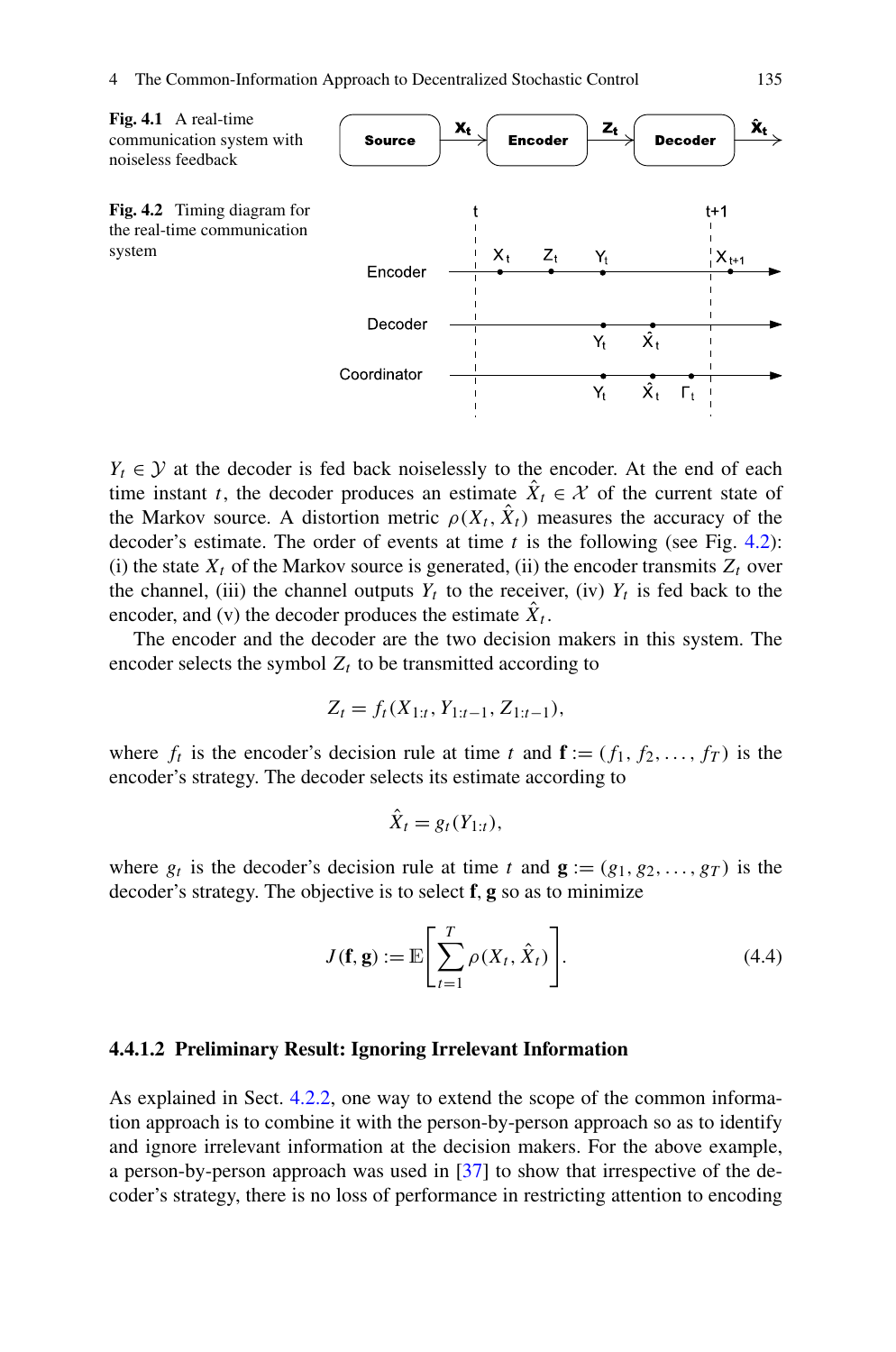**Fig. 4.1** A real-time communication system with noiseless feedback

**Fig. 4.2** Timing diagram for the real-time communication system

$Y_t \in \mathcal{Y}$ at the decoder is fed back noiselessly to the encoder. At the end of each time instant $t$, the decoder produces an estimate $\hat{X}_t \in \mathcal{X}$ of the current state of the Markov source. A distortion metric $\rho(X_t, \hat{X}_t)$ measures the accuracy of the decoder's estimate. The order of events at time $t$ is the following (see Fig. 4.2): (i) the state $X_t$ of the Markov source is generated, (ii) the encoder transmits $Z_t$ over the channel, (iii) the channel outputs $Y_t$ to the receiver, (iv) $Y_t$ is fed back to the encoder, and (v) the decoder produces the estimate $\hat{X}_t$.

The encoder and the decoder are the two decision makers in this system. The encoder selects the symbol $Z_t$ to be transmitted according to

$$Z_t = f_t(X_{1:t}, Y_{1:t-1}, Z_{1:t-1}),$$

where $f_t$ is the encoder's decision rule at time $t$ and $\mathbf{f} := (f_1, f_2, \ldots, f_T)$ is the encoder's strategy. The decoder selects its estimate according to

$$\hat{X}_t = g_t(Y_{1:t}),$$

where $g_t$ is the decoder's decision rule at time $t$ and $\mathbf{g} := (g_1, g_2, \ldots, g_T)$ is the decoder's strategy. The objective is to select $\mathbf{f}, \mathbf{g}$ so as to minimize

$$J(\mathbf{f}, \mathbf{g}) := \mathbb{E}\left[\sum_{t=1}^{T} \rho(X_t, \hat{X}_t)\right]. \tag{4.4}$$

#### 4.4.1.2 Preliminary Result: Ignoring Irrelevant Information

As explained in Sect. 4.2.2, one way to extend the scope of the common information approach is to combine it with the person-by-person approach so as to identify and ignore irrelevant information at the decision makers. For the above example, a person-by-person approach was used in [37] to show that irrespective of the decoder's strategy, there is no loss of performance in restricting attention to encoding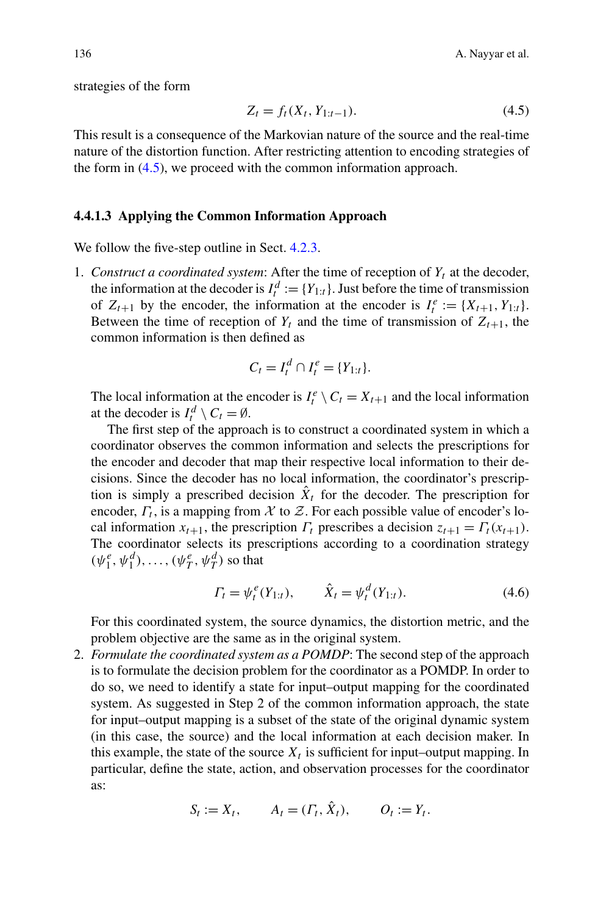strategies of the form

$$Z_t = f_t(X_t, Y_{1:t-1}). \tag{4.5}$$

This result is a consequence of the Markovian nature of the source and the real-time nature of the distortion function. After restricting attention to encoding strategies of the form in (4.5), we proceed with the common information approach.

#### 4.4.1.3 Applying the Common Information Approach

We follow the five-step outline in Sect. 4.2.3.

1. *Construct a coordinated system*: After the time of reception of $Y_t$ at the decoder, the information at the decoder is $I_t^d := \{Y_{1:t}\}$. Just before the time of transmission of $Z_{t+1}$ by the encoder, the information at the encoder is $I_t^e := \{X_{t+1}, Y_{1:t}\}$. Between the time of reception of $Y_t$ and the time of transmission of $Z_{t+1}$, the common information is then defined as

$$C_t = I_t^d \cap I_t^e = \{Y_{1:t}\}.$$

   The local information at the encoder is $I_t^e \setminus C_t = X_{t+1}$ and the local information at the decoder is $I_t^d \setminus C_t = \emptyset$.

   The first step of the approach is to construct a coordinated system in which a coordinator observes the common information and selects the prescriptions for the encoder and decoder that map their respective local information to their decisions. Since the decoder has no local information, the coordinator's prescription is simply a prescribed decision $\hat{X}_t$ for the decoder. The prescription for encoder, $\Gamma_t$, is a mapping from $\mathcal{X}$ to $\mathcal{Z}$. For each possible value of encoder's local information $x_{t+1}$, the prescription $\Gamma_t$ prescribes a decision $z_{t+1} = \Gamma_t(x_{t+1})$. The coordinator selects its prescriptions according to a coordination strategy $(\psi_1^e, \psi_1^d), \ldots, (\psi_T^e, \psi_T^d)$ so that

$$\Gamma_t = \psi_t^e(Y_{1:t}), \qquad \hat{X}_t = \psi_t^d(Y_{1:t}). \tag{4.6}$$

   For this coordinated system, the source dynamics, the distortion metric, and the problem objective are the same as in the original system.

2. *Formulate the coordinated system as a POMDP*: The second step of the approach is to formulate the decision problem for the coordinator as a POMDP. In order to do so, we need to identify a state for input–output mapping for the coordinated system. As suggested in Step 2 of the common information approach, the state for input–output mapping is a subset of the state of the original dynamic system (in this case, the source) and the local information at each decision maker. In this example, the state of the source $X_t$ is sufficient for input–output mapping. In particular, define the state, action, and observation processes for the coordinator as:

$$S_t := X_t, \qquad A_t = (\Gamma_t, \hat{X}_t), \qquad O_t := Y_t.$$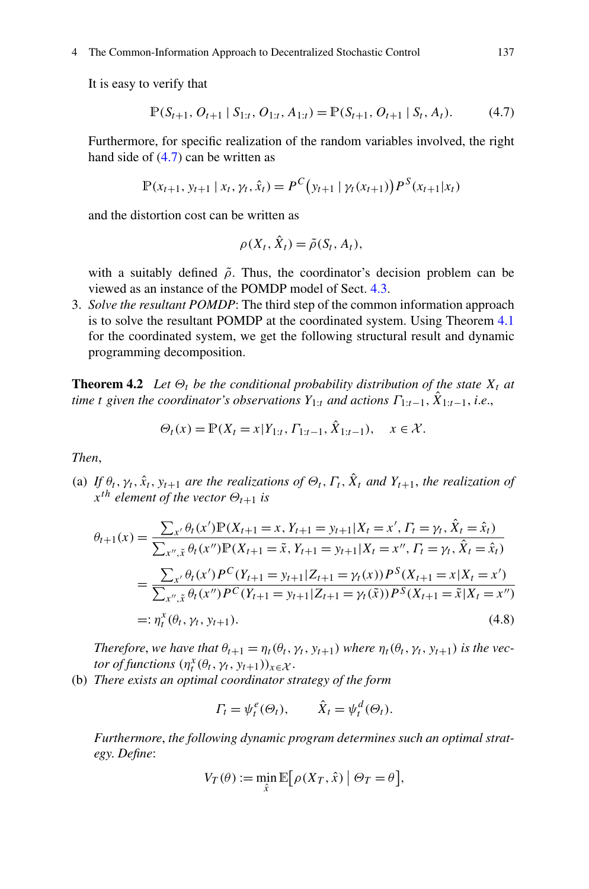It is easy to verify that

$$\mathbb{P}(S_{t+1}, O_{t+1} \mid S_{1:t}, O_{1:t}, A_{1:t}) = \mathbb{P}(S_{t+1}, O_{t+1} \mid S_t, A_t). \tag{4.7}$$

Furthermore, for specific realization of the random variables involved, the right hand side of (4.7) can be written as

$$\mathbb{P}(x_{t+1}, y_{t+1} \mid x_t, \gamma_t, \hat{x}_t) = P^C\big(y_{t+1} \mid \gamma_t(x_{t+1})\big) P^S(x_{t+1}|x_t)$$

and the distortion cost can be written as

$$\rho(X_t, \hat{X}_t) = \tilde{\rho}(S_t, A_t),$$

with a suitably defined $\tilde{\rho}$. Thus, the coordinator's decision problem can be viewed as an instance of the POMDP model of Sect. 4.3.

3. *Solve the resultant POMDP*: The third step of the common information approach is to solve the resultant POMDP at the coordinated system. Using Theorem 4.1 for the coordinated system, we get the following structural result and dynamic programming decomposition.

**Theorem 4.2** *Let $\Theta_t$ be the conditional probability distribution of the state $X_t$ at time $t$ given the coordinator's observations $Y_{1:t}$ and actions $\Gamma_{1:t-1}, \hat{X}_{1:t-1}$, i.e.*,

$$\Theta_t(x) = \mathbb{P}(X_t = x | Y_{1:t}, \Gamma_{1:t-1}, \hat{X}_{1:t-1}), \quad x \in \mathcal{X}.$$

*Then*,

(a) *If $\theta_t, \gamma_t, \hat{x}_t, y_{t+1}$ are the realizations of $\Theta_t, \Gamma_t, \hat{X}_t$ and $Y_{t+1}$, the realization of $x^{th}$ element of the vector $\Theta_{t+1}$ is*

$$\begin{aligned}
\theta_{t+1}(x) &= \frac{\sum_{x'} \theta_t(x') \mathbb{P}(X_{t+1} = x, Y_{t+1} = y_{t+1} | X_t = x', \Gamma_t = \gamma_t, \hat{X}_t = \hat{x}_t)}{\sum_{x'', \tilde{x}} \theta_t(x'') \mathbb{P}(X_{t+1} = \tilde{x}, Y_{t+1} = y_{t+1} | X_t = x'', \Gamma_t = \gamma_t, \hat{X}_t = \hat{x}_t)} \\
&= \frac{\sum_{x'} \theta_t(x') P^C(Y_{t+1} = y_{t+1} | Z_{t+1} = \gamma_t(x)) P^S(X_{t+1} = x | X_t = x')}{\sum_{x'', \tilde{x}} \theta_t(x'') P^C(Y_{t+1} = y_{t+1} | Z_{t+1} = \gamma_t(\tilde{x})) P^S(X_{t+1} = \tilde{x} | X_t = x'')} \\
&=: \eta_t^x(\theta_t, \gamma_t, y_{t+1}).
\end{aligned} \tag{4.8}$$

*Therefore, we have that $\theta_{t+1} = \eta_t(\theta_t, \gamma_t, y_{t+1})$ where $\eta_t(\theta_t, \gamma_t, y_{t+1})$ is the vector of functions $(\eta_t^x(\theta_t, \gamma_t, y_{t+1}))_{x \in \mathcal{X}}$.*

(b) *There exists an optimal coordinator strategy of the form*

$$\Gamma_t = \psi_t^e(\Theta_t), \qquad \hat{X}_t = \psi_t^d(\Theta_t).$$

*Furthermore, the following dynamic program determines such an optimal strategy. Define*:

$$V_T(\theta) := \min_{\hat{x}} \mathbb{E}\big[\rho(X_T, \hat{x}) \mid \Theta_T = \theta\big],$$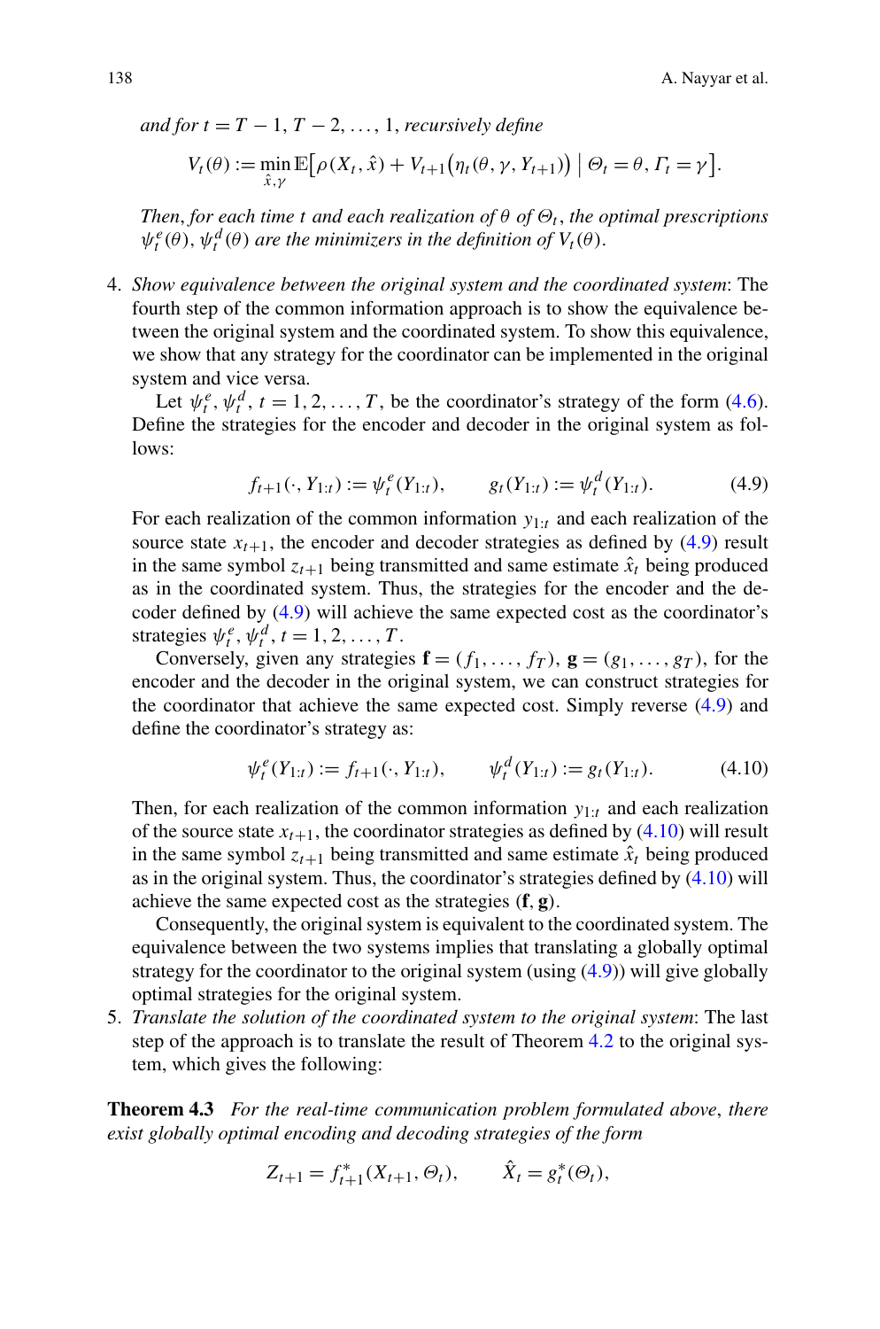*and for* $t = T-1, T-2, \dots, 1$, *recursively define*

$$V_t(\theta) := \min_{\hat{x},\gamma} \mathbb{E}\big[\rho(X_t, \hat{x}) + V_{t+1}\big(\eta_t(\theta, \gamma, Y_{t+1})\big) \;\big|\; \Theta_t = \theta, \Gamma_t = \gamma\big].$$

*Then, for each time* $t$ *and each realization of* $\theta$ *of* $\Theta_t$, *the optimal prescriptions* $\psi_t^e(\theta), \psi_t^d(\theta)$ *are the minimizers in the definition of* $V_t(\theta)$.

4. *Show equivalence between the original system and the coordinated system*: The fourth step of the common information approach is to show the equivalence between the original system and the coordinated system. To show this equivalence, we show that any strategy for the coordinator can be implemented in the original system and vice versa.

   Let $\psi_t^e, \psi_t^d$, $t = 1, 2, \dots, T$, be the coordinator's strategy of the form (4.6). Define the strategies for the encoder and decoder in the original system as follows:

   $$f_{t+1}(\cdot, Y_{1:t}) := \psi_t^e(Y_{1:t}), \qquad g_t(Y_{1:t}) := \psi_t^d(Y_{1:t}). \tag{4.9}$$

   For each realization of the common information $y_{1:t}$ and each realization of the source state $x_{t+1}$, the encoder and decoder strategies as defined by (4.9) result in the same symbol $z_{t+1}$ being transmitted and same estimate $\hat{x}_t$ being produced as in the coordinated system. Thus, the strategies for the encoder and the decoder defined by (4.9) will achieve the same expected cost as the coordinator's strategies $\psi_t^e, \psi_t^d$, $t = 1, 2, \dots, T$.

   Conversely, given any strategies $\mathbf{f} = (f_1, \dots, f_T)$, $\mathbf{g} = (g_1, \dots, g_T)$, for the encoder and the decoder in the original system, we can construct strategies for the coordinator that achieve the same expected cost. Simply reverse (4.9) and define the coordinator's strategy as:

   $$\psi_t^e(Y_{1:t}) := f_{t+1}(\cdot, Y_{1:t}), \qquad \psi_t^d(Y_{1:t}) := g_t(Y_{1:t}). \tag{4.10}$$

   Then, for each realization of the common information $y_{1:t}$ and each realization of the source state $x_{t+1}$, the coordinator strategies as defined by (4.10) will result in the same symbol $z_{t+1}$ being transmitted and same estimate $\hat{x}_t$ being produced as in the original system. Thus, the coordinator's strategies defined by (4.10) will achieve the same expected cost as the strategies $(\mathbf{f}, \mathbf{g})$.

   Consequently, the original system is equivalent to the coordinated system. The equivalence between the two systems implies that translating a globally optimal strategy for the coordinator to the original system (using (4.9)) will give globally optimal strategies for the original system.

5. *Translate the solution of the coordinated system to the original system*: The last step of the approach is to translate the result of Theorem 4.2 to the original system, which gives the following:

**Theorem 4.3** *For the real-time communication problem formulated above, there exist globally optimal encoding and decoding strategies of the form*

$$Z_{t+1} = f_{t+1}^*(X_{t+1}, \Theta_t), \qquad \hat{X}_t = g_t^*(\Theta_t),$$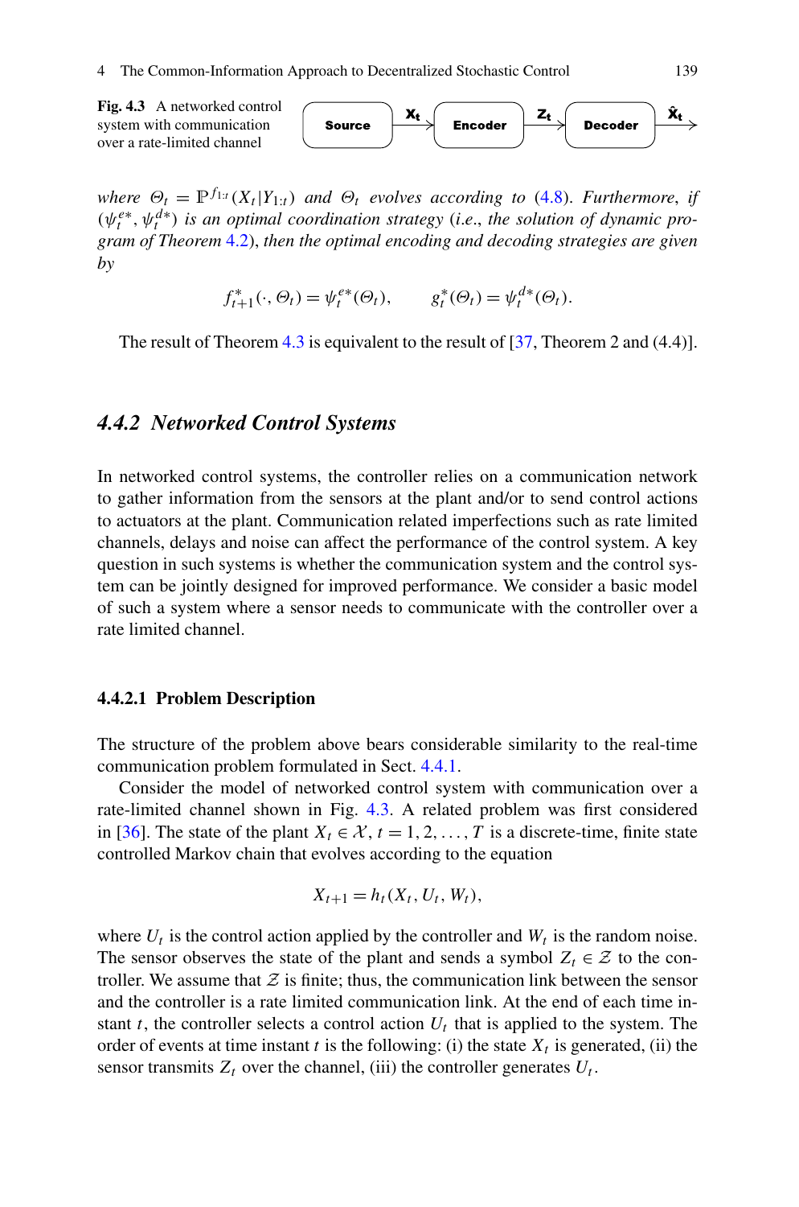**Fig. 4.3** A networked control system with communication over a rate-limited channel

*where* $\Theta_t = \mathbb{P}^{f_{1:t}}(X_t | Y_{1:t})$ *and* $\Theta_t$ *evolves according to* (4.8). *Furthermore, if* $(\psi_t^{e*}, \psi_t^{d*})$ *is an optimal coordination strategy* (*i.e.*, *the solution of dynamic program of Theorem* 4.2), *then the optimal encoding and decoding strategies are given by*

$$f_{t+1}^*(\cdot, \Theta_t) = \psi_t^{e*}(\Theta_t), \qquad g_t^*(\Theta_t) = \psi_t^{d*}(\Theta_t).$$

The result of Theorem 4.3 is equivalent to the result of [37, Theorem 2 and (4.4)].

## 4.4.2 Networked Control Systems

In networked control systems, the controller relies on a communication network to gather information from the sensors at the plant and/or to send control actions to actuators at the plant. Communication related imperfections such as rate limited channels, delays and noise can affect the performance of the control system. A key question in such systems is whether the communication system and the control system can be jointly designed for improved performance. We consider a basic model of such a system where a sensor needs to communicate with the controller over a rate limited channel.

### 4.4.2.1 Problem Description

The structure of the problem above bears considerable similarity to the real-time communication problem formulated in Sect. 4.4.1.

Consider the model of networked control system with communication over a rate-limited channel shown in Fig. 4.3. A related problem was first considered in [36]. The state of the plant $X_t \in \mathcal{X}$, $t = 1, 2, \ldots, T$ is a discrete-time, finite state controlled Markov chain that evolves according to the equation

$$X_{t+1} = h_t(X_t, U_t, W_t),$$

where $U_t$ is the control action applied by the controller and $W_t$ is the random noise. The sensor observes the state of the plant and sends a symbol $Z_t \in \mathcal{Z}$ to the controller. We assume that $\mathcal{Z}$ is finite; thus, the communication link between the sensor and the controller is a rate limited communication link. At the end of each time instant $t$, the controller selects a control action $U_t$ that is applied to the system. The order of events at time instant $t$ is the following: (i) the state $X_t$ is generated, (ii) the sensor transmits $Z_t$ over the channel, (iii) the controller generates $U_t$.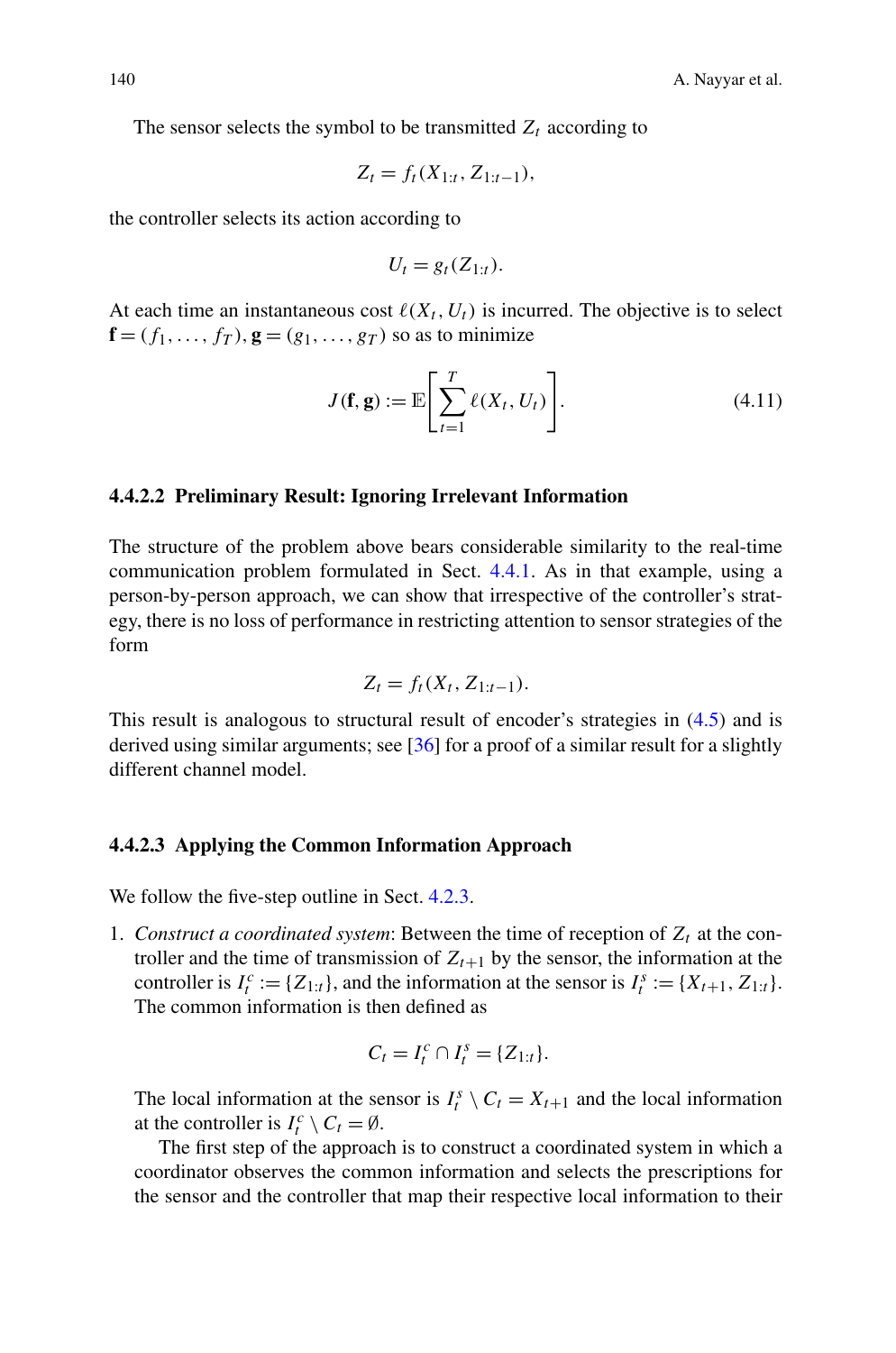The sensor selects the symbol to be transmitted $Z_t$ according to

$$Z_t = f_t(X_{1:t}, Z_{1:t-1}),$$

the controller selects its action according to

$$U_t = g_t(Z_{1:t}).$$

At each time an instantaneous cost $\ell(X_t, U_t)$ is incurred. The objective is to select $\mathbf{f} = (f_1, \dots, f_T)$, $\mathbf{g} = (g_1, \dots, g_T)$ so as to minimize

$$J(\mathbf{f}, \mathbf{g}) := \mathbb{E}\left[\sum_{t=1}^{T} \ell(X_t, U_t)\right]. \tag{4.11}$$

#### 4.4.2.2 Preliminary Result: Ignoring Irrelevant Information

The structure of the problem above bears considerable similarity to the real-time communication problem formulated in Sect. 4.4.1. As in that example, using a person-by-person approach, we can show that irrespective of the controller's strategy, there is no loss of performance in restricting attention to sensor strategies of the form

$$Z_t = f_t(X_t, Z_{1:t-1}).$$

This result is analogous to structural result of encoder's strategies in (4.5) and is derived using similar arguments; see [36] for a proof of a similar result for a slightly different channel model.

#### 4.4.2.3 Applying the Common Information Approach

We follow the five-step outline in Sect. 4.2.3.

1. *Construct a coordinated system*: Between the time of reception of $Z_t$ at the controller and the time of transmission of $Z_{t+1}$ by the sensor, the information at the controller is $I_t^c := \{Z_{1:t}\}$, and the information at the sensor is $I_t^s := \{X_{t+1}, Z_{1:t}\}$. The common information is then defined as

$$C_t = I_t^c \cap I_t^s = \{Z_{1:t}\}.$$

   The local information at the sensor is $I_t^s \setminus C_t = X_{t+1}$ and the local information at the controller is $I_t^c \setminus C_t = \emptyset$.

   The first step of the approach is to construct a coordinated system in which a coordinator observes the common information and selects the prescriptions for the sensor and the controller that map their respective local information to their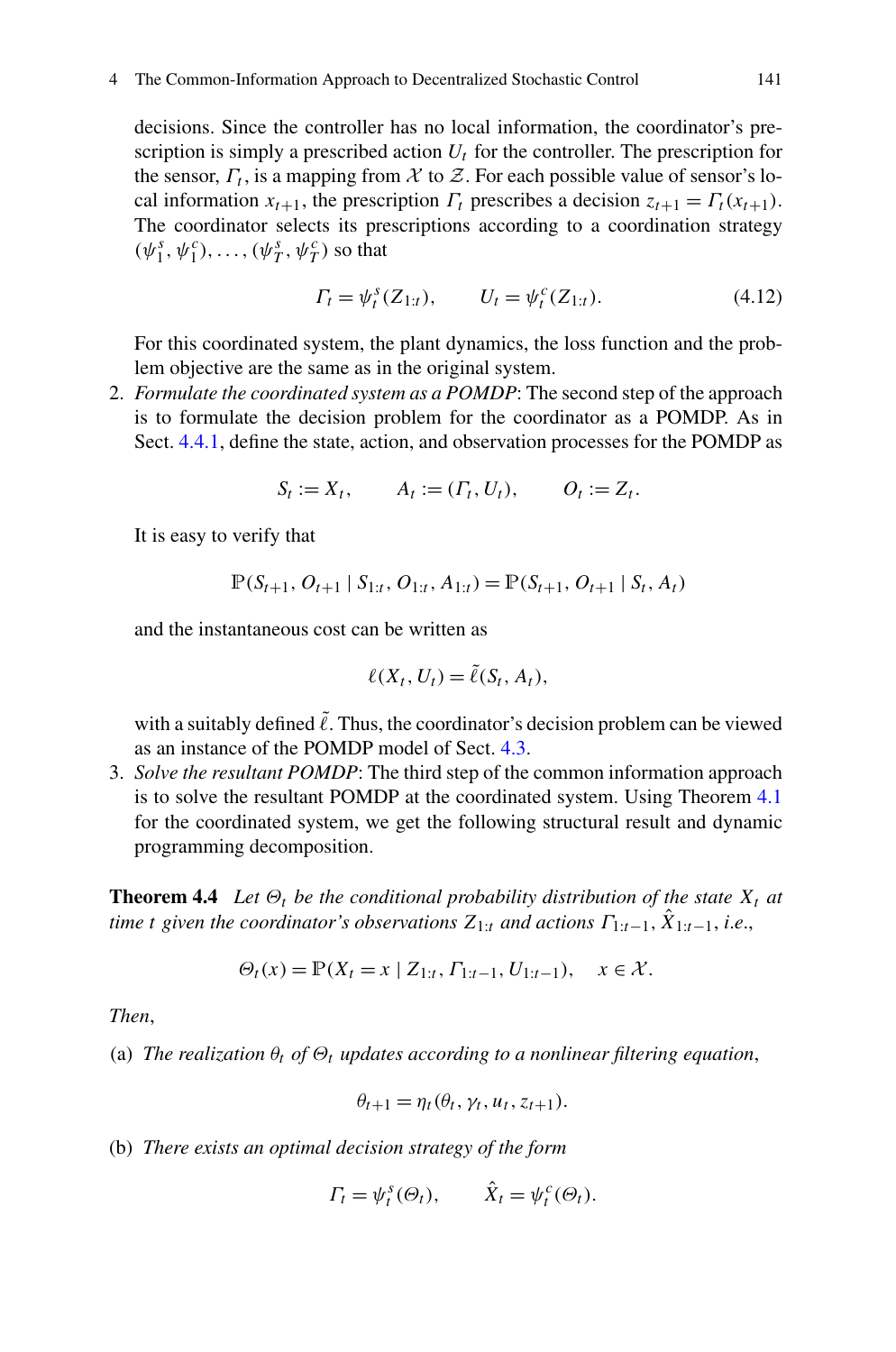decisions. Since the controller has no local information, the coordinator's prescription is simply a prescribed action $U_t$ for the controller. The prescription for the sensor, $\Gamma_t$, is a mapping from $\mathcal{X}$ to $\mathcal{Z}$. For each possible value of sensor's local information $x_{t+1}$, the prescription $\Gamma_t$ prescribes a decision $z_{t+1} = \Gamma_t(x_{t+1})$. The coordinator selects its prescriptions according to a coordination strategy $(\psi_1^s, \psi_1^c), \dots, (\psi_T^s, \psi_T^c)$ so that

$$\Gamma_t = \psi_t^s(Z_{1:t}), \qquad U_t = \psi_t^c(Z_{1:t}). \tag{4.12}$$

For this coordinated system, the plant dynamics, the loss function and the problem objective are the same as in the original system.

2. *Formulate the coordinated system as a POMDP*: The second step of the approach is to formulate the decision problem for the coordinator as a POMDP. As in Sect. 4.4.1, define the state, action, and observation processes for the POMDP as

$$S_t := X_t, \qquad A_t := (\Gamma_t, U_t), \qquad O_t := Z_t.$$

It is easy to verify that

$$\mathbb{P}(S_{t+1}, O_{t+1} \mid S_{1:t}, O_{1:t}, A_{1:t}) = \mathbb{P}(S_{t+1}, O_{t+1} \mid S_t, A_t)$$

and the instantaneous cost can be written as

$$\ell(X_t, U_t) = \tilde{\ell}(S_t, A_t),$$

with a suitably defined $\tilde{\ell}$. Thus, the coordinator's decision problem can be viewed as an instance of the POMDP model of Sect. 4.3.

3. *Solve the resultant POMDP*: The third step of the common information approach is to solve the resultant POMDP at the coordinated system. Using Theorem 4.1 for the coordinated system, we get the following structural result and dynamic programming decomposition.

**Theorem 4.4** *Let $\Theta_t$ be the conditional probability distribution of the state $X_t$ at time $t$ given the coordinator's observations $Z_{1:t}$ and actions $\Gamma_{1:t-1}, \hat{X}_{1:t-1}$, i.e.,*

$$\Theta_t(x) = \mathbb{P}(X_t = x \mid Z_{1:t}, \Gamma_{1:t-1}, U_{1:t-1}), \quad x \in \mathcal{X}.$$

*Then,*

(a) *The realization $\theta_t$ of $\Theta_t$ updates according to a nonlinear filtering equation,*

$$\theta_{t+1} = \eta_t(\theta_t, \gamma_t, u_t, z_{t+1}).$$

(b) *There exists an optimal decision strategy of the form*

$$\Gamma_t = \psi_t^s(\Theta_t), \qquad \hat{X}_t = \psi_t^c(\Theta_t).$$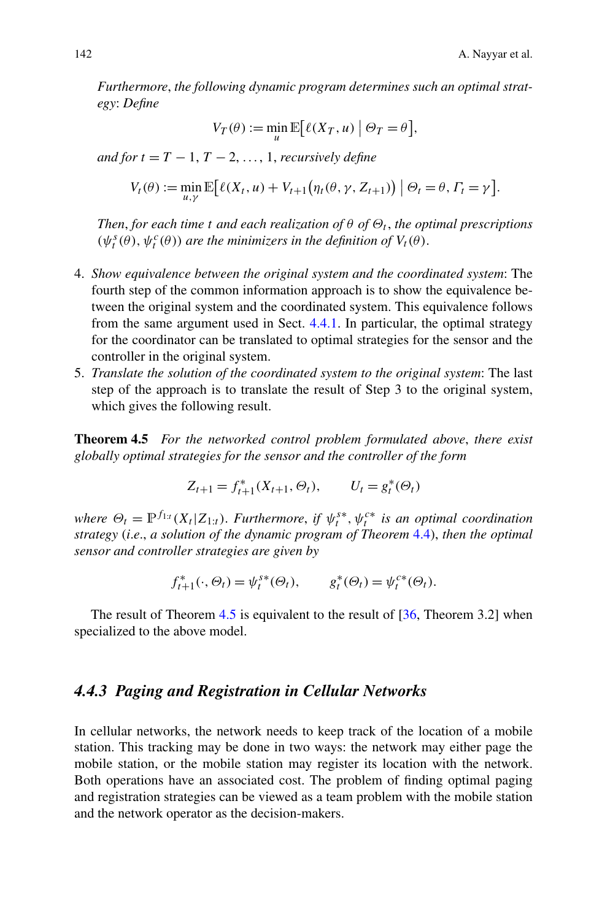*Furthermore, the following dynamic program determines such an optimal strategy: Define*

$$V_T(\theta) := \min_u \mathbb{E}\big[\ell(X_T, u) \bigm| \Theta_T = \theta\big],$$

*and for* $t = T-1, T-2, \ldots, 1$, *recursively define*

$$V_t(\theta) := \min_{u,\gamma} \mathbb{E}\big[\ell(X_t, u) + V_{t+1}\big(\eta_t(\theta, \gamma, Z_{t+1})\big) \bigm| \Theta_t = \theta, \Gamma_t = \gamma\big].$$

*Then, for each time $t$ and each realization of $\theta$ of $\Theta_t$, the optimal prescriptions $(\psi_t^s(\theta), \psi_t^c(\theta))$ are the minimizers in the definition of $V_t(\theta)$.*

4. *Show equivalence between the original system and the coordinated system*: The fourth step of the common information approach is to show the equivalence between the original system and the coordinated system. This equivalence follows from the same argument used in Sect. 4.4.1. In particular, the optimal strategy for the coordinator can be translated to optimal strategies for the sensor and the controller in the original system.
5. *Translate the solution of the coordinated system to the original system*: The last step of the approach is to translate the result of Step 3 to the original system, which gives the following result.

**Theorem 4.5** *For the networked control problem formulated above, there exist globally optimal strategies for the sensor and the controller of the form*

$$Z_{t+1} = f_{t+1}^*(X_{t+1}, \Theta_t), \qquad U_t = g_t^*(\Theta_t)$$

*where $\Theta_t = \mathbb{P}^{f_{1:t}}(X_t | Z_{1:t})$. Furthermore, if $\psi_t^{s*}, \psi_t^{c*}$ is an optimal coordination strategy (i.e., a solution of the dynamic program of Theorem 4.4), then the optimal sensor and controller strategies are given by*

$$f_{t+1}^*(\cdot, \Theta_t) = \psi_t^{s*}(\Theta_t), \qquad g_t^*(\Theta_t) = \psi_t^{c*}(\Theta_t).$$

The result of Theorem 4.5 is equivalent to the result of [36, Theorem 3.2] when specialized to the above model.

### 4.4.3 Paging and Registration in Cellular Networks

In cellular networks, the network needs to keep track of the location of a mobile station. This tracking may be done in two ways: the network may either page the mobile station, or the mobile station may register its location with the network. Both operations have an associated cost. The problem of finding optimal paging and registration strategies can be viewed as a team problem with the mobile station and the network operator as the decision-makers.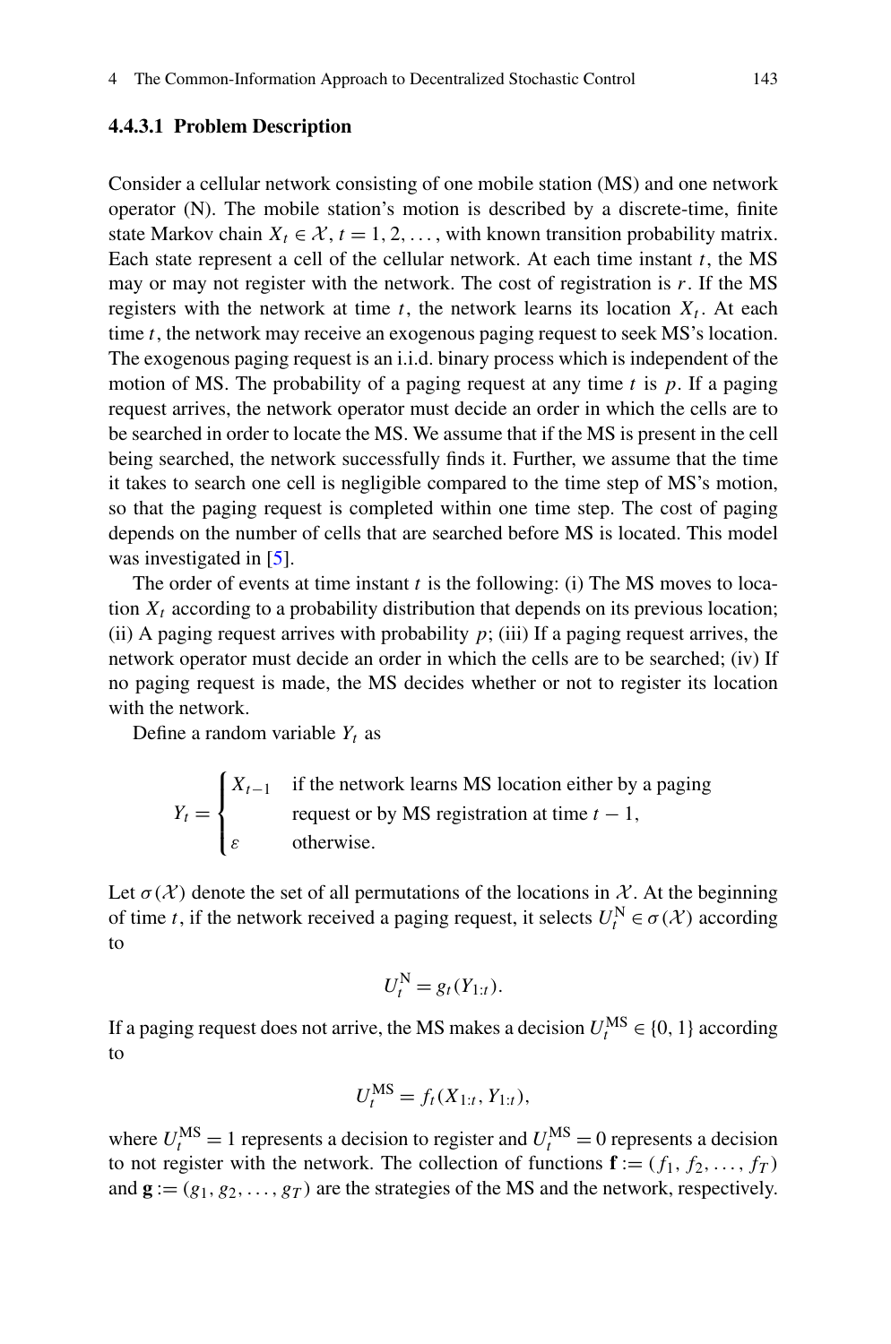#### 4.4.3.1 Problem Description

Consider a cellular network consisting of one mobile station (MS) and one network operator (N). The mobile station's motion is described by a discrete-time, finite state Markov chain $X_t \in \mathcal{X}$, $t = 1, 2, \dots$, with known transition probability matrix. Each state represent a cell of the cellular network. At each time instant $t$, the MS may or may not register with the network. The cost of registration is $r$. If the MS registers with the network at time $t$, the network learns its location $X_t$. At each time $t$, the network may receive an exogenous paging request to seek MS's location. The exogenous paging request is an i.i.d. binary process which is independent of the motion of MS. The probability of a paging request at any time $t$ is $p$. If a paging request arrives, the network operator must decide an order in which the cells are to be searched in order to locate the MS. We assume that if the MS is present in the cell being searched, the network successfully finds it. Further, we assume that the time it takes to search one cell is negligible compared to the time step of MS's motion, so that the paging request is completed within one time step. The cost of paging depends on the number of cells that are searched before MS is located. This model was investigated in [5].

The order of events at time instant $t$ is the following: (i) The MS moves to location $X_t$ according to a probability distribution that depends on its previous location; (ii) A paging request arrives with probability $p$; (iii) If a paging request arrives, the network operator must decide an order in which the cells are to be searched; (iv) If no paging request is made, the MS decides whether or not to register its location with the network.

Define a random variable $Y_t$ as

$$
Y_t = \begin{cases} X_{t-1} & \text{if the network learns MS location either by a paging} \\ & \text{request or by MS registration at time } t-1, \\ \varepsilon & \text{otherwise.} \end{cases}
$$

Let $\sigma(\mathcal{X})$ denote the set of all permutations of the locations in $\mathcal{X}$. At the beginning of time $t$, if the network received a paging request, it selects $U_t^{\mathrm{N}} \in \sigma(\mathcal{X})$ according to

$$
U_t^{\mathrm{N}} = g_t(Y_{1:t}).
$$

If a paging request does not arrive, the MS makes a decision $U_t^{\mathrm{MS}} \in \{0, 1\}$ according to

$$
U_t^{\mathrm{MS}} = f_t(X_{1:t}, Y_{1:t}),
$$

where $U_t^{\mathrm{MS}} = 1$ represents a decision to register and $U_t^{\mathrm{MS}} = 0$ represents a decision to not register with the network. The collection of functions $\mathbf{f} := (f_1, f_2, \dots, f_T)$ and $\mathbf{g} := (g_1, g_2, \dots, g_T)$ are the strategies of the MS and the network, respectively.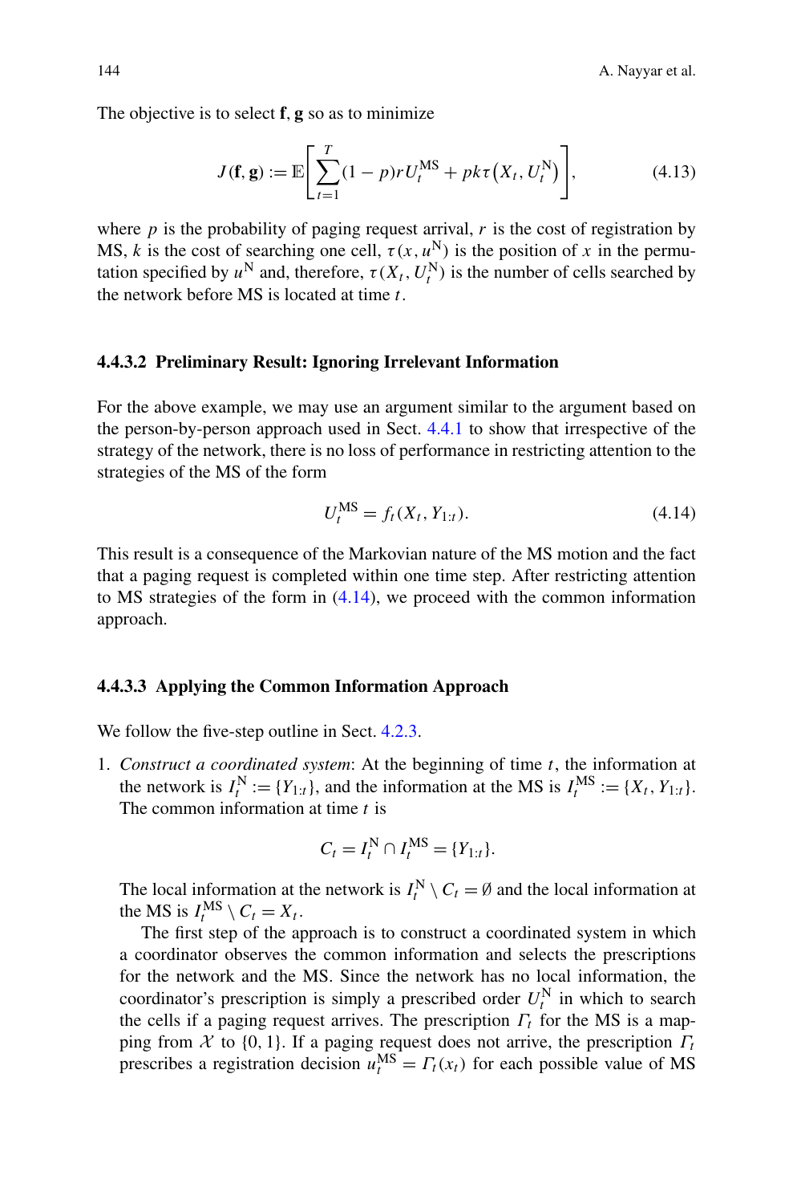The objective is to select $\mathbf{f}, \mathbf{g}$ so as to minimize

$$J(\mathbf{f}, \mathbf{g}) := \mathbb{E}\left[\sum_{t=1}^{T} (1-p) r U_t^{\mathrm{MS}} + pk\tau\big(X_t, U_t^{\mathrm{N}}\big)\right], \tag{4.13}$$

where $p$ is the probability of paging request arrival, $r$ is the cost of registration by MS, $k$ is the cost of searching one cell, $\tau(x, u^{\mathrm{N}})$ is the position of $x$ in the permutation specified by $u^{\mathrm{N}}$ and, therefore, $\tau(X_t, U_t^{\mathrm{N}})$ is the number of cells searched by the network before MS is located at time $t$.

#### 4.4.3.2 Preliminary Result: Ignoring Irrelevant Information

For the above example, we may use an argument similar to the argument based on the person-by-person approach used in Sect. 4.4.1 to show that irrespective of the strategy of the network, there is no loss of performance in restricting attention to the strategies of the MS of the form

$$U_t^{\mathrm{MS}} = f_t(X_t, Y_{1:t}). \tag{4.14}$$

This result is a consequence of the Markovian nature of the MS motion and the fact that a paging request is completed within one time step. After restricting attention to MS strategies of the form in (4.14), we proceed with the common information approach.

#### 4.4.3.3 Applying the Common Information Approach

We follow the five-step outline in Sect. 4.2.3.

1. *Construct a coordinated system*: At the beginning of time $t$, the information at the network is $I_t^{\mathrm{N}} := \{Y_{1:t}\}$, and the information at the MS is $I_t^{\mathrm{MS}} := \{X_t, Y_{1:t}\}$. The common information at time $t$ is

   $$C_t = I_t^{\mathrm{N}} \cap I_t^{\mathrm{MS}} = \{Y_{1:t}\}.$$

   The local information at the network is $I_t^{\mathrm{N}} \setminus C_t = \emptyset$ and the local information at the MS is $I_t^{\mathrm{MS}} \setminus C_t = X_t$.

   The first step of the approach is to construct a coordinated system in which a coordinator observes the common information and selects the prescriptions for the network and the MS. Since the network has no local information, the coordinator's prescription is simply a prescribed order $U_t^{\mathrm{N}}$ in which to search the cells if a paging request arrives. The prescription $\Gamma_t$ for the MS is a mapping from $\mathcal{X}$ to $\{0, 1\}$. If a paging request does not arrive, the prescription $\Gamma_t$ prescribes a registration decision $u_t^{\mathrm{MS}} = \Gamma_t(x_t)$ for each possible value of MS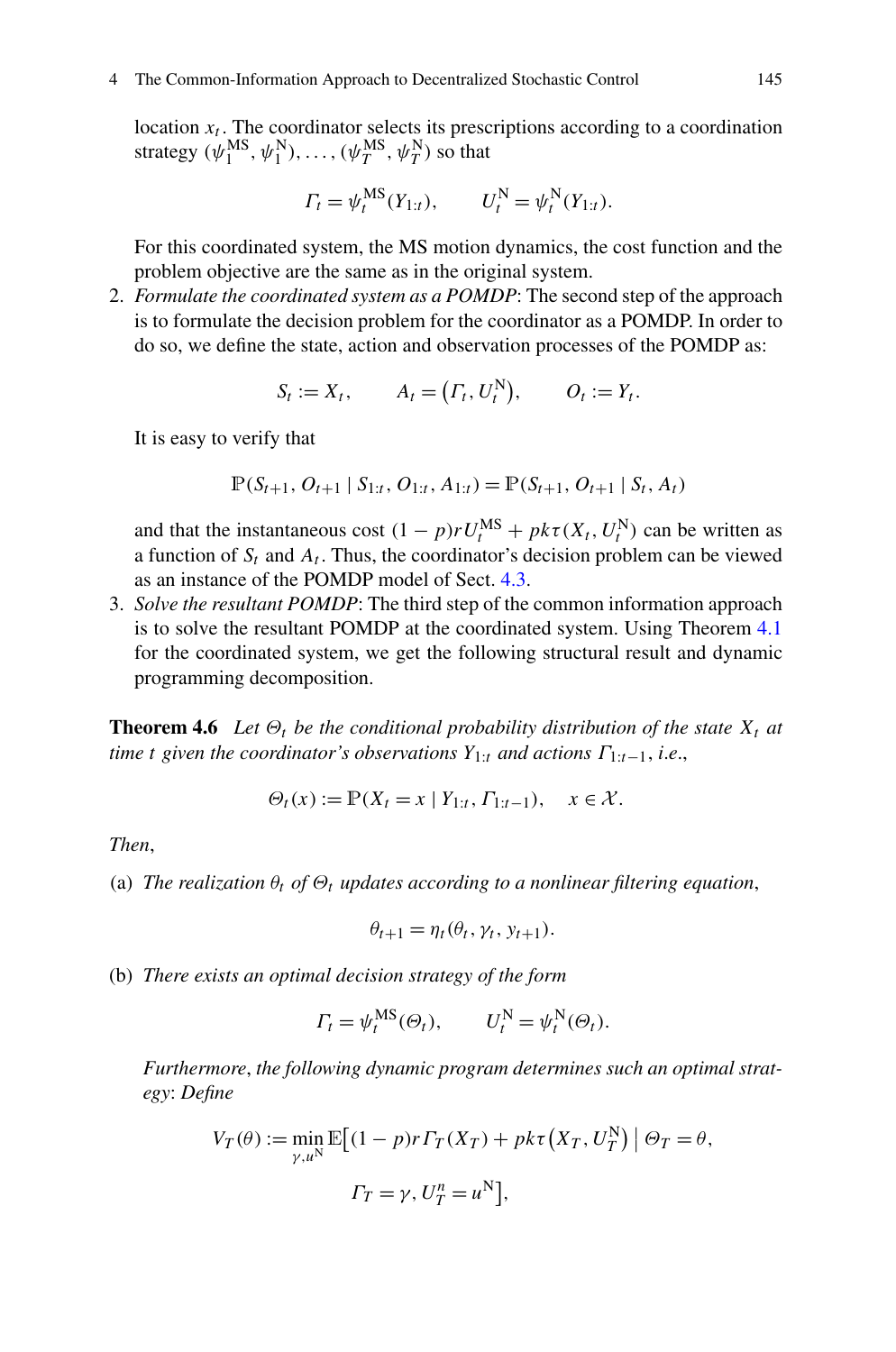location $x_t$. The coordinator selects its prescriptions according to a coordination strategy $(\psi_1^{\text{MS}}, \psi_1^{\text{N}}), \ldots, (\psi_T^{\text{MS}}, \psi_T^{\text{N}})$ so that

$$\Gamma_t = \psi_t^{\text{MS}}(Y_{1:t}), \qquad U_t^{\text{N}} = \psi_t^{\text{N}}(Y_{1:t}).$$

For this coordinated system, the MS motion dynamics, the cost function and the problem objective are the same as in the original system.

2. *Formulate the coordinated system as a POMDP*: The second step of the approach is to formulate the decision problem for the coordinator as a POMDP. In order to do so, we define the state, action and observation processes of the POMDP as:

$$S_t := X_t, \qquad A_t = \left(\Gamma_t, U_t^{\text{N}}\right), \qquad O_t := Y_t.$$

It is easy to verify that

$$\mathbb{P}(S_{t+1}, O_{t+1} \mid S_{1:t}, O_{1:t}, A_{1:t}) = \mathbb{P}(S_{t+1}, O_{t+1} \mid S_t, A_t)$$

and that the instantaneous cost $(1-p)rU_t^{\text{MS}} + pk\tau(X_t, U_t^{\text{N}})$ can be written as a function of $S_t$ and $A_t$. Thus, the coordinator's decision problem can be viewed as an instance of the POMDP model of Sect. 4.3.

3. *Solve the resultant POMDP*: The third step of the common information approach is to solve the resultant POMDP at the coordinated system. Using Theorem 4.1 for the coordinated system, we get the following structural result and dynamic programming decomposition.

**Theorem 4.6** *Let $\Theta_t$ be the conditional probability distribution of the state $X_t$ at time $t$ given the coordinator's observations $Y_{1:t}$ and actions $\Gamma_{1:t-1}$, i.e.*,

$$\Theta_t(x) := \mathbb{P}(X_t = x \mid Y_{1:t}, \Gamma_{1:t-1}), \quad x \in \mathcal{X}.$$

*Then*,

(a) *The realization $\theta_t$ of $\Theta_t$ updates according to a nonlinear filtering equation*,

$$\theta_{t+1} = \eta_t(\theta_t, \gamma_t, y_{t+1}).$$

(b) *There exists an optimal decision strategy of the form*

$$\Gamma_t = \psi_t^{\text{MS}}(\Theta_t), \qquad U_t^{\text{N}} = \psi_t^{\text{N}}(\Theta_t).$$

*Furthermore*, *the following dynamic program determines such an optimal strategy*: *Define*

$$V_T(\theta) := \min_{\gamma, u^{\text{N}}} \mathbb{E}\big[(1-p)r\Gamma_T(X_T) + pk\tau\left(X_T, U_T^{\text{N}}\right) \bigm| \Theta_T = \theta, \\ \Gamma_T = \gamma, U_T^n = u^{\text{N}}\big],$$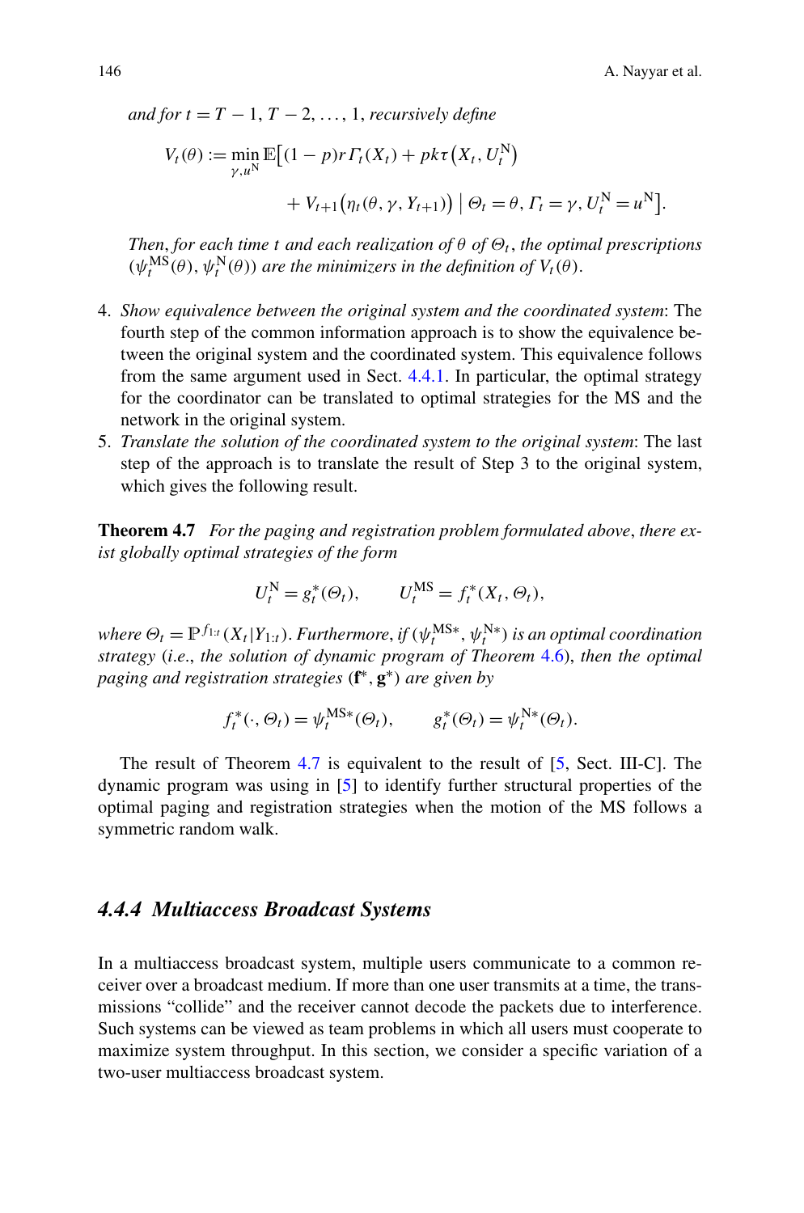*and for $t = T-1, T-2, \ldots, 1$, recursively define*

$$V_t(\theta) := \min_{\gamma, u^{\mathrm{N}}} \mathbb{E}\big[(1-p) r \Gamma_t(X_t) + pk\tau\big(X_t, U_t^{\mathrm{N}}\big) + V_{t+1}\big(\eta_t(\theta, \gamma, Y_{t+1})\big) \,\big|\, \Theta_t = \theta, \Gamma_t = \gamma, U_t^{\mathrm{N}} = u^{\mathrm{N}}\big].$$

*Then, for each time $t$ and each realization of $\theta$ of $\Theta_t$, the optimal prescriptions $(\psi_t^{\mathrm{MS}}(\theta), \psi_t^{\mathrm{N}}(\theta))$ are the minimizers in the definition of $V_t(\theta)$.*

4. *Show equivalence between the original system and the coordinated system*: The fourth step of the common information approach is to show the equivalence between the original system and the coordinated system. This equivalence follows from the same argument used in Sect. 4.4.1. In particular, the optimal strategy for the coordinator can be translated to optimal strategies for the MS and the network in the original system.
5. *Translate the solution of the coordinated system to the original system*: The last step of the approach is to translate the result of Step 3 to the original system, which gives the following result.

**Theorem 4.7** *For the paging and registration problem formulated above, there exist globally optimal strategies of the form*

$$U_t^{\mathrm{N}} = g_t^*(\Theta_t), \qquad U_t^{\mathrm{MS}} = f_t^*(X_t, \Theta_t),$$

*where $\Theta_t = \mathbb{P}^{f_{1:t}}(X_t | Y_{1:t})$. Furthermore, if $(\psi_t^{\mathrm{MS}*}, \psi_t^{\mathrm{N}*})$ is an optimal coordination strategy (i.e., the solution of dynamic program of Theorem 4.6), then the optimal paging and registration strategies $(\mathbf{f}^*, \mathbf{g}^*)$ are given by*

$$f_t^*(\cdot, \Theta_t) = \psi_t^{\mathrm{MS}*}(\Theta_t), \qquad g_t^*(\Theta_t) = \psi_t^{\mathrm{N}*}(\Theta_t).$$

The result of Theorem 4.7 is equivalent to the result of [5, Sect. III-C]. The dynamic program was using in [5] to identify further structural properties of the optimal paging and registration strategies when the motion of the MS follows a symmetric random walk.

### *4.4.4 Multiaccess Broadcast Systems*

In a multiaccess broadcast system, multiple users communicate to a common receiver over a broadcast medium. If more than one user transmits at a time, the transmissions "collide" and the receiver cannot decode the packets due to interference. Such systems can be viewed as team problems in which all users must cooperate to maximize system throughput. In this section, we consider a specific variation of a two-user multiaccess broadcast system.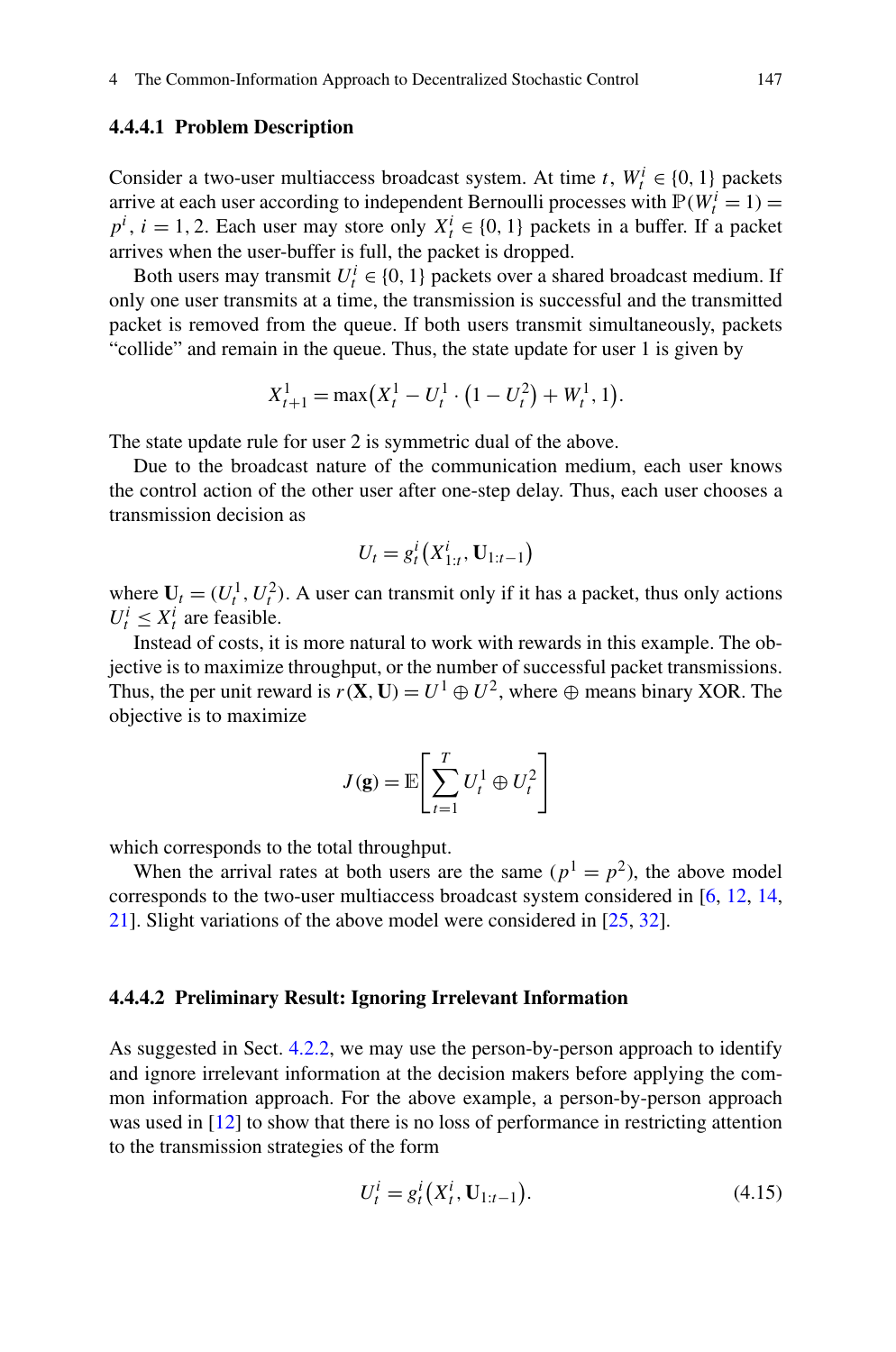#### 4.4.4.1 Problem Description

Consider a two-user multiaccess broadcast system. At time $t$, $W_t^i \in \{0, 1\}$ packets arrive at each user according to independent Bernoulli processes with $\mathbb{P}(W_t^i = 1) = p^i$, $i = 1, 2$. Each user may store only $X_t^i \in \{0, 1\}$ packets in a buffer. If a packet arrives when the user-buffer is full, the packet is dropped.

Both users may transmit $U_t^i \in \{0, 1\}$ packets over a shared broadcast medium. If only one user transmits at a time, the transmission is successful and the transmitted packet is removed from the queue. If both users transmit simultaneously, packets "collide" and remain in the queue. Thus, the state update for user 1 is given by

$$X_{t+1}^1 = \max\big(X_t^1 - U_t^1 \cdot \big(1 - U_t^2\big) + W_t^1, 1\big).$$

The state update rule for user 2 is symmetric dual of the above.

Due to the broadcast nature of the communication medium, each user knows the control action of the other user after one-step delay. Thus, each user chooses a transmission decision as

$$U_t = g_t^i\big(X_{1:t}^i, \mathbf{U}_{1:t-1}\big)$$

where $\mathbf{U}_t = (U_t^1, U_t^2)$. A user can transmit only if it has a packet, thus only actions $U_t^i \leq X_t^i$ are feasible.

Instead of costs, it is more natural to work with rewards in this example. The objective is to maximize throughput, or the number of successful packet transmissions. Thus, the per unit reward is $r(\mathbf{X}, \mathbf{U}) = U^1 \oplus U^2$, where $\oplus$ means binary XOR. The objective is to maximize

$$J(\mathbf{g}) = \mathbb{E}\left[\sum_{t=1}^{T} U_t^1 \oplus U_t^2\right]$$

which corresponds to the total throughput.

When the arrival rates at both users are the same ($p^1 = p^2$), the above model corresponds to the two-user multiaccess broadcast system considered in [6, 12, 14, 21]. Slight variations of the above model were considered in [25, 32].

#### 4.4.4.2 Preliminary Result: Ignoring Irrelevant Information

As suggested in Sect. 4.2.2, we may use the person-by-person approach to identify and ignore irrelevant information at the decision makers before applying the common information approach. For the above example, a person-by-person approach was used in [12] to show that there is no loss of performance in restricting attention to the transmission strategies of the form

$$U_t^i = g_t^i\big(X_t^i, \mathbf{U}_{1:t-1}\big). \tag{4.15}$$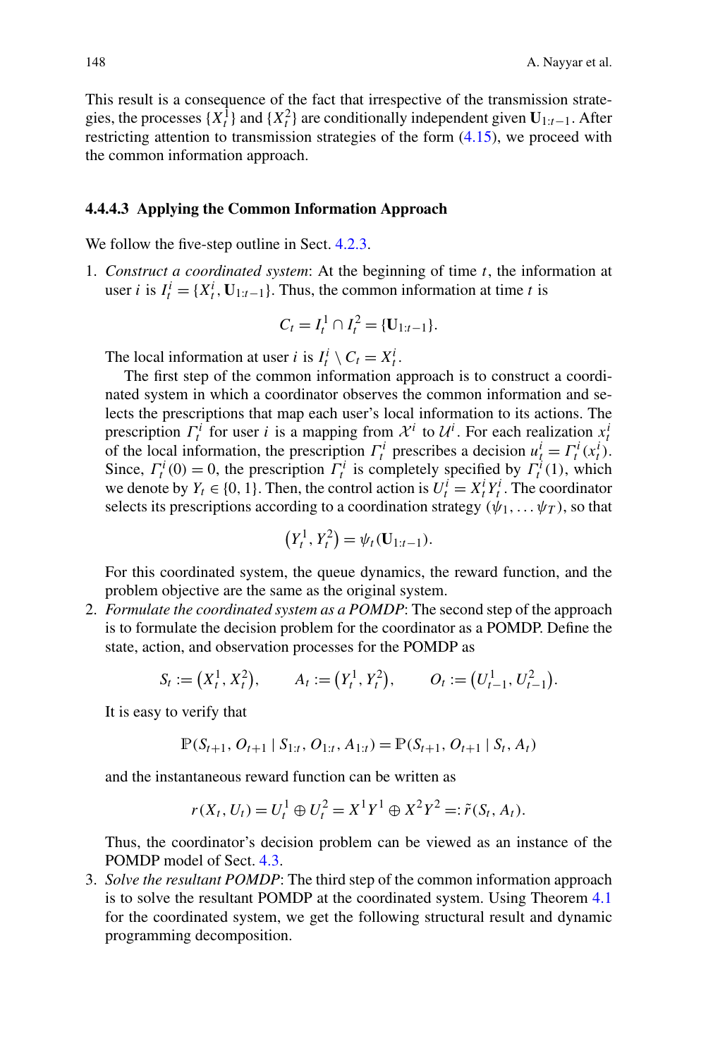This result is a consequence of the fact that irrespective of the transmission strategies, the processes $\{X_t^1\}$ and $\{X_t^2\}$ are conditionally independent given $\mathbf{U}_{1:t-1}$. After restricting attention to transmission strategies of the form (4.15), we proceed with the common information approach.

#### 4.4.4.3 Applying the Common Information Approach

We follow the five-step outline in Sect. 4.2.3.

1. *Construct a coordinated system*: At the beginning of time $t$, the information at user $i$ is $I_t^i = \{X_t^i, \mathbf{U}_{1:t-1}\}$. Thus, the common information at time $t$ is

$$C_t = I_t^1 \cap I_t^2 = \{\mathbf{U}_{1:t-1}\}.$$

   The local information at user $i$ is $I_t^i \setminus C_t = X_t^i$.

   The first step of the common information approach is to construct a coordinated system in which a coordinator observes the common information and selects the prescriptions that map each user's local information to its actions. The prescription $\Gamma_t^i$ for user $i$ is a mapping from $\mathcal{X}^i$ to $\mathcal{U}^i$. For each realization $x_t^i$ of the local information, the prescription $\Gamma_t^i$ prescribes a decision $u_t^i = \Gamma_t^i(x_t^i)$. Since, $\Gamma_t^i(0) = 0$, the prescription $\Gamma_t^i$ is completely specified by $\Gamma_t^i(1)$, which we denote by $Y_t \in \{0, 1\}$. Then, the control action is $U_t^i = X_t^i Y_t^i$. The coordinator selects its prescriptions according to a coordination strategy $(\psi_1, \dots \psi_T)$, so that

$$\left(Y_t^1, Y_t^2\right) = \psi_t(\mathbf{U}_{1:t-1}).$$

   For this coordinated system, the queue dynamics, the reward function, and the problem objective are the same as the original system.

2. *Formulate the coordinated system as a POMDP*: The second step of the approach is to formulate the decision problem for the coordinator as a POMDP. Define the state, action, and observation processes for the POMDP as

$$S_t := \left(X_t^1, X_t^2\right), \qquad A_t := \left(Y_t^1, Y_t^2\right), \qquad O_t := \left(U_{t-1}^1, U_{t-1}^2\right).$$

   It is easy to verify that

$$\mathbb{P}(S_{t+1}, O_{t+1} \mid S_{1:t}, O_{1:t}, A_{1:t}) = \mathbb{P}(S_{t+1}, O_{t+1} \mid S_t, A_t)$$

   and the instantaneous reward function can be written as

$$r(X_t, U_t) = U_t^1 \oplus U_t^2 = X^1 Y^1 \oplus X^2 Y^2 =: \tilde{r}(S_t, A_t).$$

   Thus, the coordinator's decision problem can be viewed as an instance of the POMDP model of Sect. 4.3.

3. *Solve the resultant POMDP*: The third step of the common information approach is to solve the resultant POMDP at the coordinated system. Using Theorem 4.1 for the coordinated system, we get the following structural result and dynamic programming decomposition.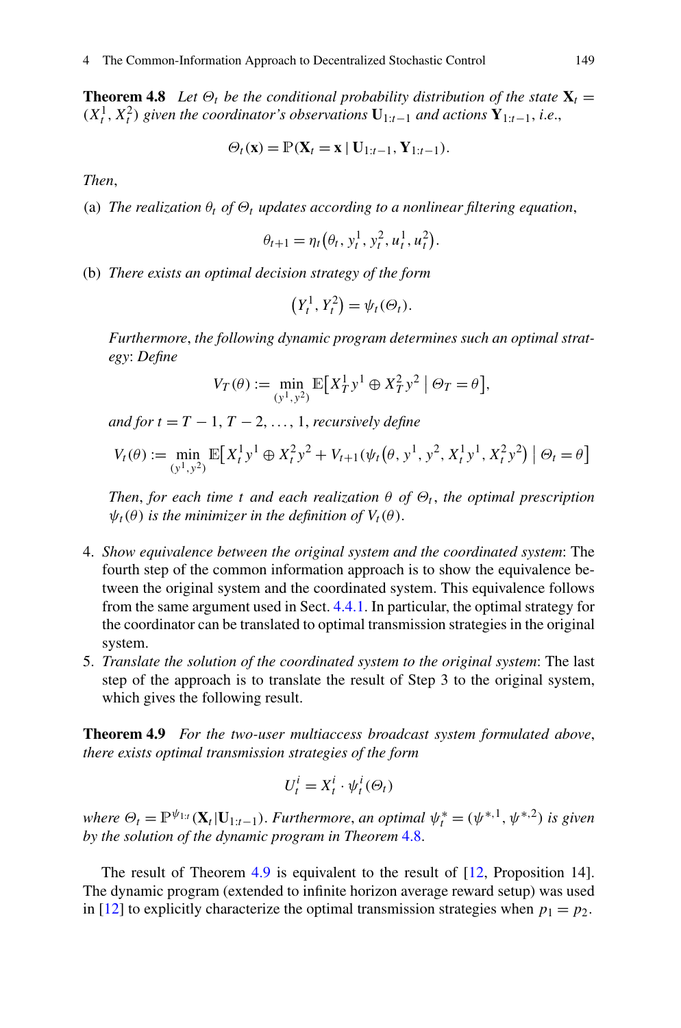**Theorem 4.8** *Let $\Theta_t$ be the conditional probability distribution of the state $\mathbf{X}_t = (X_t^1, X_t^2)$ given the coordinator's observations $\mathbf{U}_{1:t-1}$ and actions $\mathbf{Y}_{1:t-1}$, i.e.,*

$$\Theta_t(\mathbf{x}) = \mathbb{P}(\mathbf{X}_t = \mathbf{x} \mid \mathbf{U}_{1:t-1}, \mathbf{Y}_{1:t-1}).$$

*Then,*

(a) *The realization $\theta_t$ of $\Theta_t$ updates according to a nonlinear filtering equation,*

$$\theta_{t+1} = \eta_t\big(\theta_t, y_t^1, y_t^2, u_t^1, u_t^2\big).$$

(b) *There exists an optimal decision strategy of the form*

$$\big(Y_t^1, Y_t^2\big) = \psi_t(\Theta_t).$$

*Furthermore, the following dynamic program determines such an optimal strategy: Define*

$$V_T(\theta) := \min_{(y^1, y^2)} \mathbb{E}\big[X_T^1 y^1 \oplus X_T^2 y^2 \mid \Theta_T = \theta\big],$$

*and for $t = T-1, T-2, \ldots, 1$, recursively define*

$$V_t(\theta) := \min_{(y^1, y^2)} \mathbb{E}\big[X_t^1 y^1 \oplus X_t^2 y^2 + V_{t+1}(\psi_t\big(\theta, y^1, y^2, X_t^1 y^1, X_t^2 y^2\big) \mid \Theta_t = \theta\big]$$

*Then, for each time $t$ and each realization $\theta$ of $\Theta_t$, the optimal prescription $\psi_t(\theta)$ is the minimizer in the definition of $V_t(\theta)$.*

4. *Show equivalence between the original system and the coordinated system*: The fourth step of the common information approach is to show the equivalence between the original system and the coordinated system. This equivalence follows from the same argument used in Sect. 4.4.1. In particular, the optimal strategy for the coordinator can be translated to optimal transmission strategies in the original system.
5. *Translate the solution of the coordinated system to the original system*: The last step of the approach is to translate the result of Step 3 to the original system, which gives the following result.

**Theorem 4.9** *For the two-user multiaccess broadcast system formulated above, there exists optimal transmission strategies of the form*

$$U_t^i = X_t^i \cdot \psi_t^i(\Theta_t)$$

*where $\Theta_t = \mathbb{P}^{\psi_{1:t}}(\mathbf{X}_t | \mathbf{U}_{1:t-1})$. Furthermore, an optimal $\psi_t^* = (\psi^{*,1}, \psi^{*,2})$ is given by the solution of the dynamic program in Theorem 4.8.*

The result of Theorem 4.9 is equivalent to the result of [12, Proposition 14]. The dynamic program (extended to infinite horizon average reward setup) was used in [12] to explicitly characterize the optimal transmission strategies when $p_1 = p_2$.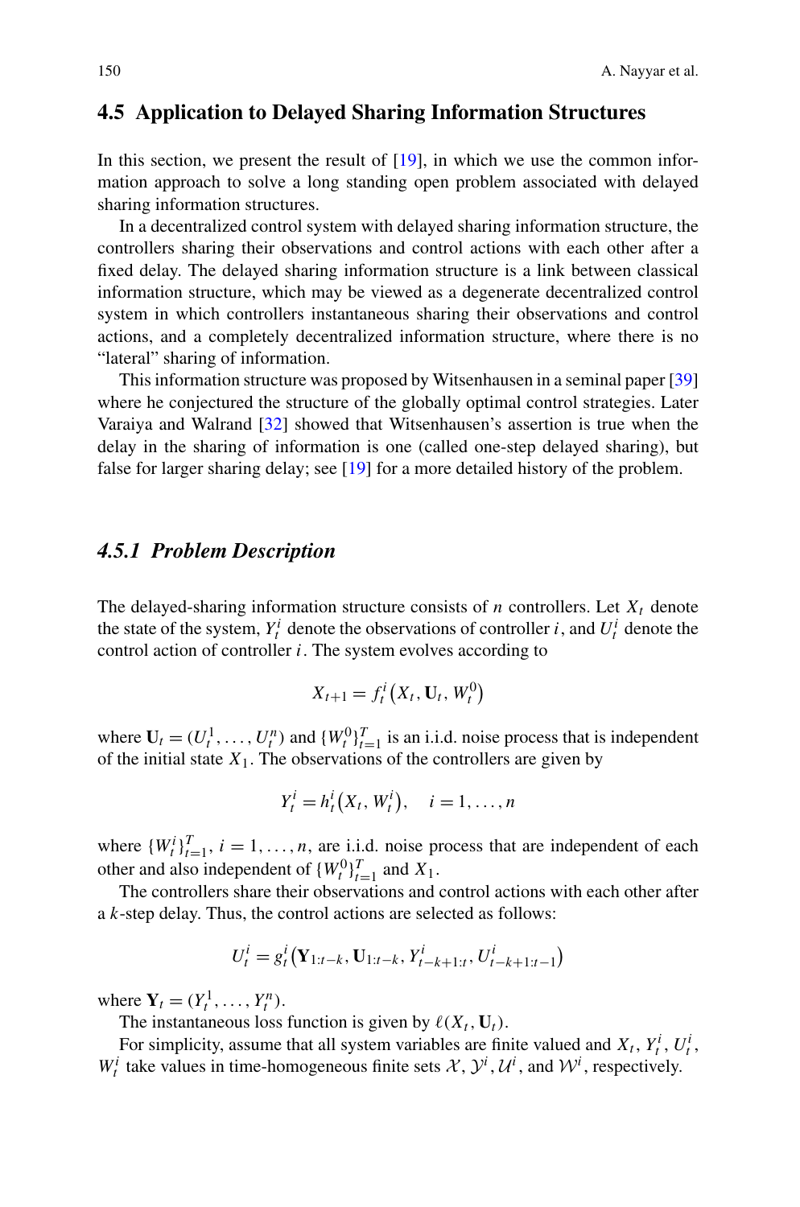## 4.5 Application to Delayed Sharing Information Structures

In this section, we present the result of [19], in which we use the common information approach to solve a long standing open problem associated with delayed sharing information structures.

In a decentralized control system with delayed sharing information structure, the controllers sharing their observations and control actions with each other after a fixed delay. The delayed sharing information structure is a link between classical information structure, which may be viewed as a degenerate decentralized control system in which controllers instantaneous sharing their observations and control actions, and a completely decentralized information structure, where there is no "lateral" sharing of information.

This information structure was proposed by Witsenhausen in a seminal paper [39] where he conjectured the structure of the globally optimal control strategies. Later Varaiya and Walrand [32] showed that Witsenhausen's assertion is true when the delay in the sharing of information is one (called one-step delayed sharing), but false for larger sharing delay; see [19] for a more detailed history of the problem.

### 4.5.1 Problem Description

The delayed-sharing information structure consists of $n$ controllers. Let $X_t$ denote the state of the system, $Y_t^i$ denote the observations of controller $i$, and $U_t^i$ denote the control action of controller $i$. The system evolves according to

$$X_{t+1} = f_t^i\big(X_t, \mathbf{U}_t, W_t^0\big)$$

where $\mathbf{U}_t = (U_t^1, \ldots, U_t^n)$ and $\{W_t^0\}_{t=1}^T$ is an i.i.d. noise process that is independent of the initial state $X_1$. The observations of the controllers are given by

$$Y_t^i = h_t^i\big(X_t, W_t^i\big), \quad i = 1, \ldots, n$$

where $\{W_t^i\}_{t=1}^T$, $i = 1, \ldots, n$, are i.i.d. noise process that are independent of each other and also independent of $\{W_t^0\}_{t=1}^T$ and $X_1$.

The controllers share their observations and control actions with each other after a $k$-step delay. Thus, the control actions are selected as follows:

$$U_t^i = g_t^i\big(\mathbf{Y}_{1:t-k}, \mathbf{U}_{1:t-k}, Y_{t-k+1:t}^i, U_{t-k+1:t-1}^i\big)$$

where $\mathbf{Y}_t = (Y_t^1, \ldots, Y_t^n)$.

The instantaneous loss function is given by $\ell(X_t, \mathbf{U}_t)$.

For simplicity, assume that all system variables are finite valued and $X_t$, $Y_t^i$, $U_t^i$, $W_t^i$ take values in time-homogeneous finite sets $\mathcal{X}$, $\mathcal{Y}^i$, $\mathcal{U}^i$, and $\mathcal{W}^i$, respectively.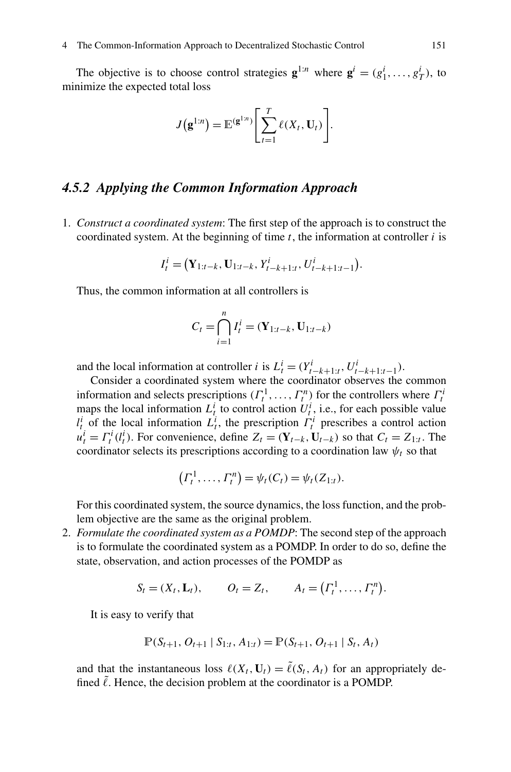The objective is to choose control strategies $\mathbf{g}^{1:n}$ where $\mathbf{g}^i = (g_1^i, \ldots, g_T^i)$, to minimize the expected total loss

$$J(\mathbf{g}^{1:n}) = \mathbb{E}^{(\mathbf{g}^{1:n})}\left[\sum_{t=1}^{T} \ell(X_t, \mathbf{U}_t)\right].$$

### 4.5.2 Applying the Common Information Approach

1. *Construct a coordinated system*: The first step of the approach is to construct the coordinated system. At the beginning of time $t$, the information at controller $i$ is

   $$I_t^i = (\mathbf{Y}_{1:t-k}, \mathbf{U}_{1:t-k}, Y_{t-k+1:t}^i, U_{t-k+1:t-1}^i).$$

   Thus, the common information at all controllers is

   $$C_t = \bigcap_{i=1}^{n} I_t^i = (\mathbf{Y}_{1:t-k}, \mathbf{U}_{1:t-k})$$

   and the local information at controller $i$ is $L_t^i = (Y_{t-k+1:t}^i, U_{t-k+1:t-1}^i)$.

   Consider a coordinated system where the coordinator observes the common information and selects prescriptions $(\Gamma_t^1, \ldots, \Gamma_t^n)$ for the controllers where $\Gamma_t^i$ maps the local information $L_t^i$ to control action $U_t^i$, i.e., for each possible value $l_t^i$ of the local information $L_t^i$, the prescription $\Gamma_t^i$ prescribes a control action $u_t^i = \Gamma_t^i(l_t^i)$. For convenience, define $Z_t = (\mathbf{Y}_{t-k}, \mathbf{U}_{t-k})$ so that $C_t = Z_{1:t}$. The coordinator selects its prescriptions according to a coordination law $\psi_t$ so that

   $$(\Gamma_t^1, \ldots, \Gamma_t^n) = \psi_t(C_t) = \psi_t(Z_{1:t}).$$

   For this coordinated system, the source dynamics, the loss function, and the problem objective are the same as the original problem.

2. *Formulate the coordinated system as a POMDP*: The second step of the approach is to formulate the coordinated system as a POMDP. In order to do so, define the state, observation, and action processes of the POMDP as

   $$S_t = (X_t, \mathbf{L}_t), \qquad O_t = Z_t, \qquad A_t = (\Gamma_t^1, \ldots, \Gamma_t^n).$$

   It is easy to verify that

   $$\mathbb{P}(S_{t+1}, O_{t+1} \mid S_{1:t}, A_{1:t}) = \mathbb{P}(S_{t+1}, O_{t+1} \mid S_t, A_t)$$

   and that the instantaneous loss $\ell(X_t, \mathbf{U}_t) = \tilde{\ell}(S_t, A_t)$ for an appropriately defined $\tilde{\ell}$. Hence, the decision problem at the coordinator is a POMDP.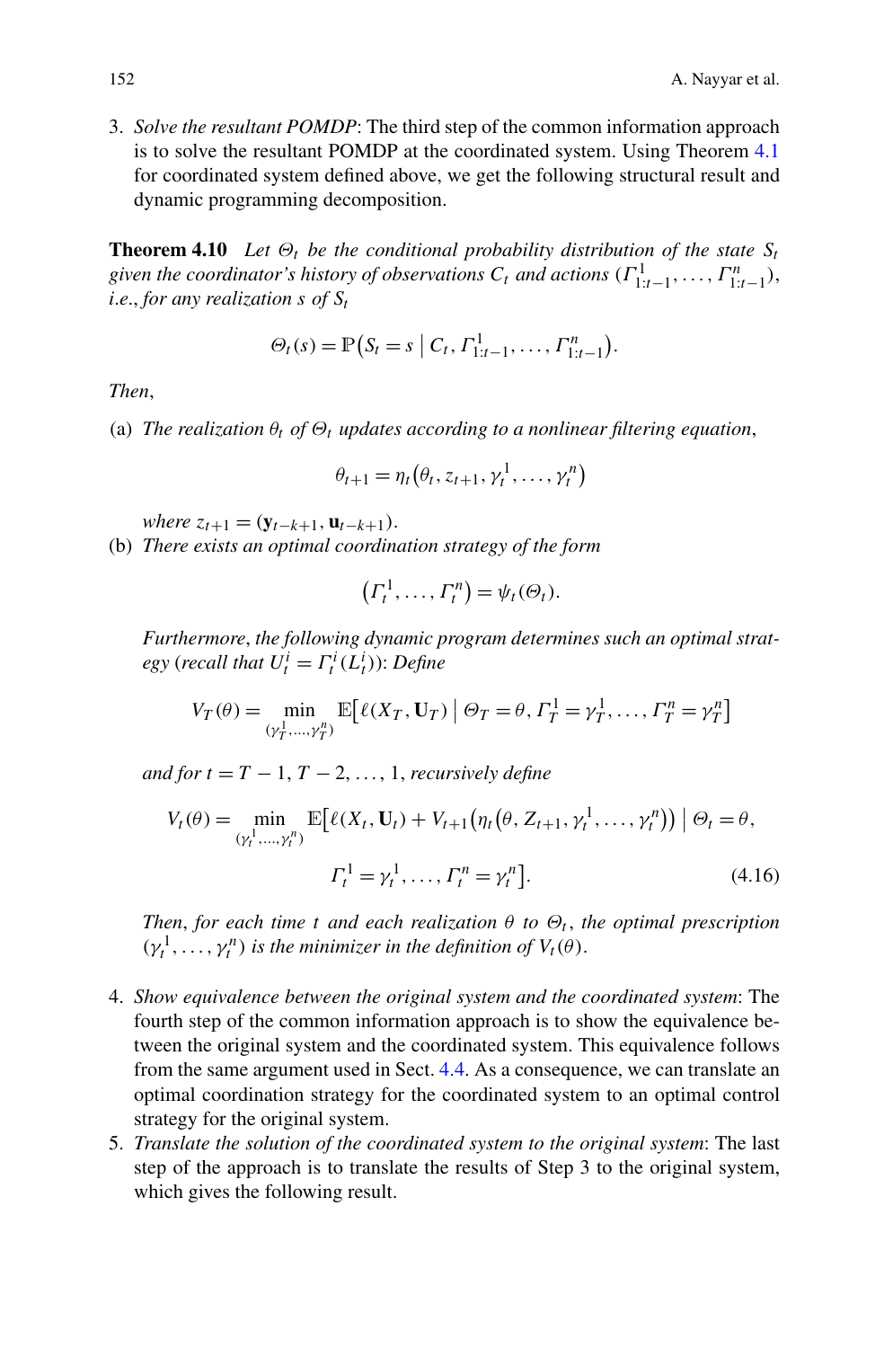3. *Solve the resultant POMDP*: The third step of the common information approach is to solve the resultant POMDP at the coordinated system. Using Theorem 4.1 for coordinated system defined above, we get the following structural result and dynamic programming decomposition.

**Theorem 4.10** *Let $\Theta_t$ be the conditional probability distribution of the state $S_t$ given the coordinator's history of observations $C_t$ and actions $(\Gamma^1_{1:t-1}, \dots, \Gamma^n_{1:t-1})$, i.e., for any realization $s$ of $S_t$*

$$\Theta_t(s) = \mathbb{P}\big(S_t = s \mid C_t, \Gamma^1_{1:t-1}, \dots, \Gamma^n_{1:t-1}\big).$$

*Then*,

(a) *The realization $\theta_t$ of $\Theta_t$ updates according to a nonlinear filtering equation*,

$$\theta_{t+1} = \eta_t\big(\theta_t, z_{t+1}, \gamma^1_t, \dots, \gamma^n_t\big)$$

*where $z_{t+1} = (\mathbf{y}_{t-k+1}, \mathbf{u}_{t-k+1})$.*

(b) *There exists an optimal coordination strategy of the form*

$$\big(\Gamma^1_t, \dots, \Gamma^n_t\big) = \psi_t(\Theta_t).$$

*Furthermore, the following dynamic program determines such an optimal strategy (recall that $U^i_t = \Gamma^i_t(L^i_t)$): Define*

$$V_T(\theta) = \min_{(\gamma^1_T, \dots, \gamma^n_T)} \mathbb{E}\big[\ell(X_T, \mathbf{U}_T) \mid \Theta_T = \theta, \Gamma^1_T = \gamma^1_T, \dots, \Gamma^n_T = \gamma^n_T\big]$$

*and for $t = T-1, T-2, \dots, 1$, recursively define*

$$V_t(\theta) = \min_{(\gamma^1_t, \dots, \gamma^n_t)} \mathbb{E}\big[\ell(X_t, \mathbf{U}_t) + V_{t+1}\big(\eta_t\big(\theta, Z_{t+1}, \gamma^1_t, \dots, \gamma^n_t\big)\big) \mid \Theta_t = \theta, \Gamma^1_t = \gamma^1_t, \dots, \Gamma^n_t = \gamma^n_t\big]. \tag{4.16}$$

*Then, for each time $t$ and each realization $\theta$ to $\Theta_t$, the optimal prescription $(\gamma^1_t, \dots, \gamma^n_t)$ is the minimizer in the definition of $V_t(\theta)$.*

4. *Show equivalence between the original system and the coordinated system*: The fourth step of the common information approach is to show the equivalence between the original system and the coordinated system. This equivalence follows from the same argument used in Sect. 4.4. As a consequence, we can translate an optimal coordination strategy for the coordinated system to an optimal control strategy for the original system.
5. *Translate the solution of the coordinated system to the original system*: The last step of the approach is to translate the results of Step 3 to the original system, which gives the following result.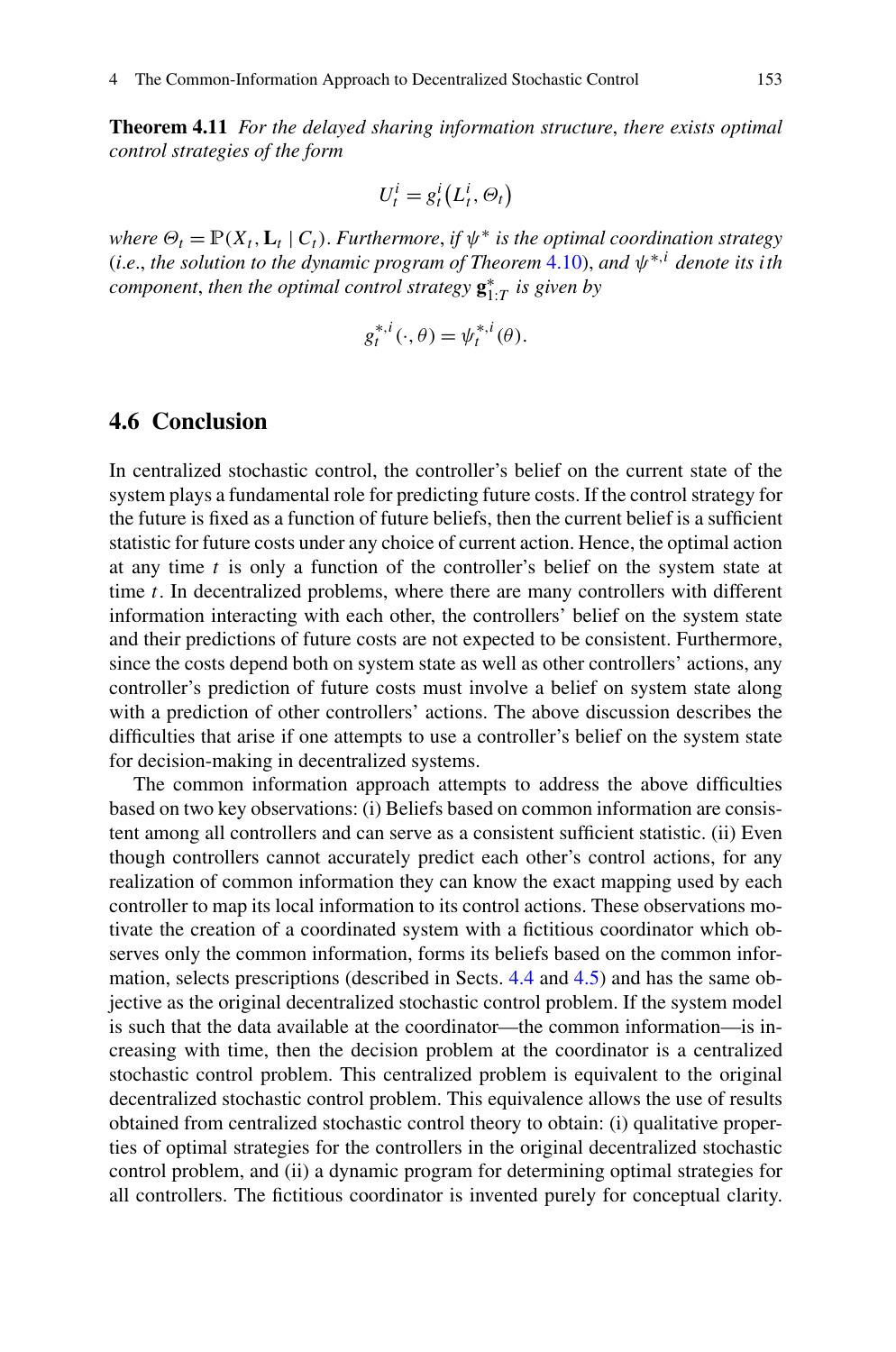**Theorem 4.11** *For the delayed sharing information structure, there exists optimal control strategies of the form*

$$U_t^i = g_t^i\big(L_t^i, \Theta_t\big)$$

*where* $\Theta_t = \mathbb{P}(X_t, \mathbf{L}_t \mid C_t)$. *Furthermore, if* $\psi^*$ *is the optimal coordination strategy* (*i.e.*, *the solution to the dynamic program of Theorem 4.10*), *and* $\psi^{*,i}$ *denote its ith component, then the optimal control strategy* $\mathbf{g}^*_{1:T}$ *is given by*

$$g_t^{*,i}(\cdot, \theta) = \psi_t^{*,i}(\theta).$$

## 4.6 Conclusion

In centralized stochastic control, the controller's belief on the current state of the system plays a fundamental role for predicting future costs. If the control strategy for the future is fixed as a function of future beliefs, then the current belief is a sufficient statistic for future costs under any choice of current action. Hence, the optimal action at any time $t$ is only a function of the controller's belief on the system state at time $t$. In decentralized problems, where there are many controllers with different information interacting with each other, the controllers' belief on the system state and their predictions of future costs are not expected to be consistent. Furthermore, since the costs depend both on system state as well as other controllers' actions, any controller's prediction of future costs must involve a belief on system state along with a prediction of other controllers' actions. The above discussion describes the difficulties that arise if one attempts to use a controller's belief on the system state for decision-making in decentralized systems.

The common information approach attempts to address the above difficulties based on two key observations: (i) Beliefs based on common information are consistent among all controllers and can serve as a consistent sufficient statistic. (ii) Even though controllers cannot accurately predict each other's control actions, for any realization of common information they can know the exact mapping used by each controller to map its local information to its control actions. These observations motivate the creation of a coordinated system with a fictitious coordinator which observes only the common information, forms its beliefs based on the common information, selects prescriptions (described in Sects. 4.4 and 4.5) and has the same objective as the original decentralized stochastic control problem. If the system model is such that the data available at the coordinator—the common information—is increasing with time, then the decision problem at the coordinator is a centralized stochastic control problem. This centralized problem is equivalent to the original decentralized stochastic control problem. This equivalence allows the use of results obtained from centralized stochastic control theory to obtain: (i) qualitative properties of optimal strategies for the controllers in the original decentralized stochastic control problem, and (ii) a dynamic program for determining optimal strategies for all controllers. The fictitious coordinator is invented purely for conceptual clarity.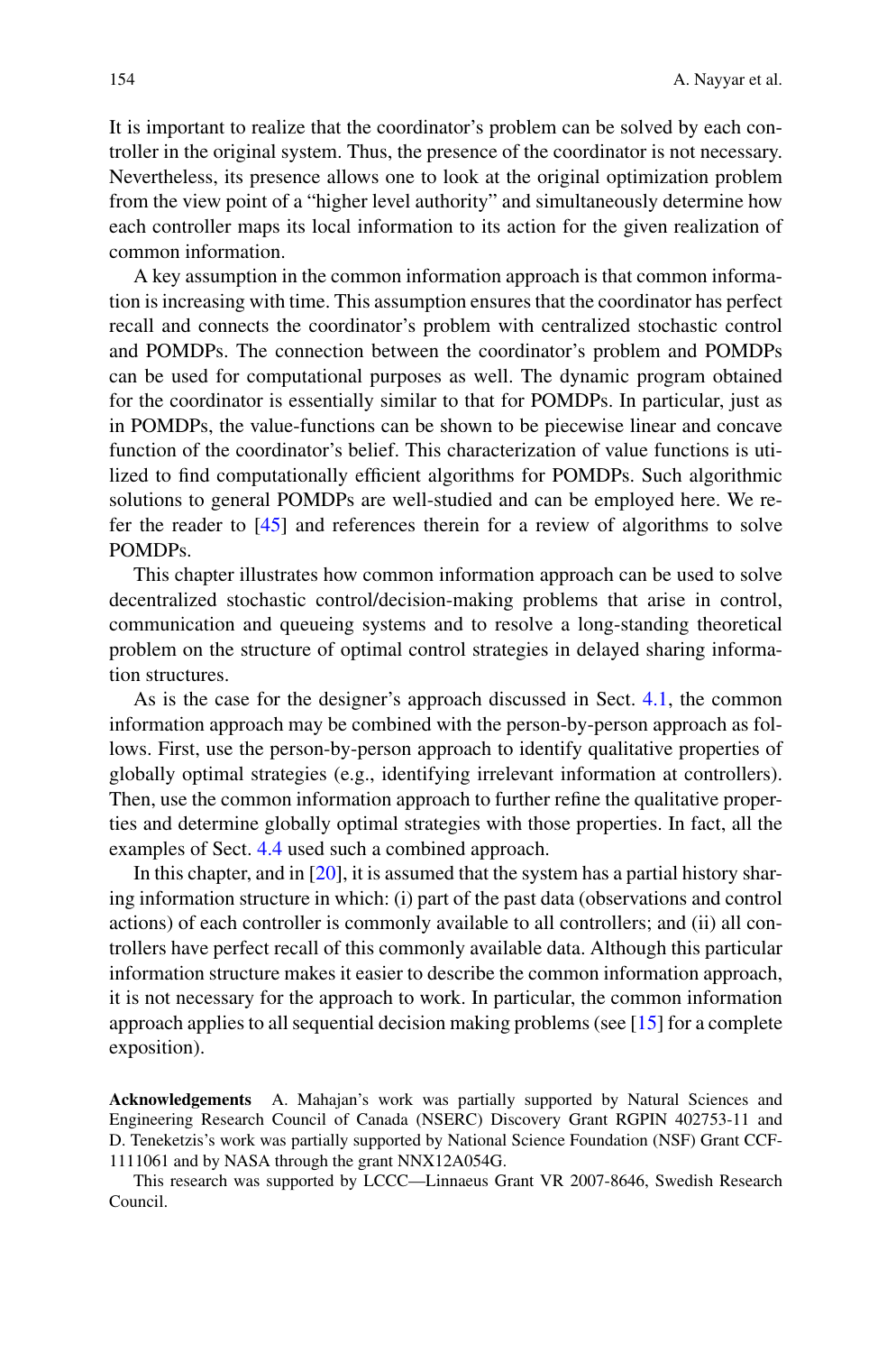It is important to realize that the coordinator's problem can be solved by each controller in the original system. Thus, the presence of the coordinator is not necessary. Nevertheless, its presence allows one to look at the original optimization problem from the view point of a "higher level authority" and simultaneously determine how each controller maps its local information to its action for the given realization of common information.

A key assumption in the common information approach is that common information is increasing with time. This assumption ensures that the coordinator has perfect recall and connects the coordinator's problem with centralized stochastic control and POMDPs. The connection between the coordinator's problem and POMDPs can be used for computational purposes as well. The dynamic program obtained for the coordinator is essentially similar to that for POMDPs. In particular, just as in POMDPs, the value-functions can be shown to be piecewise linear and concave function of the coordinator's belief. This characterization of value functions is utilized to find computationally efficient algorithms for POMDPs. Such algorithmic solutions to general POMDPs are well-studied and can be employed here. We refer the reader to [45] and references therein for a review of algorithms to solve POMDPs.

This chapter illustrates how common information approach can be used to solve decentralized stochastic control/decision-making problems that arise in control, communication and queueing systems and to resolve a long-standing theoretical problem on the structure of optimal control strategies in delayed sharing information structures.

As is the case for the designer's approach discussed in Sect. 4.1, the common information approach may be combined with the person-by-person approach as follows. First, use the person-by-person approach to identify qualitative properties of globally optimal strategies (e.g., identifying irrelevant information at controllers). Then, use the common information approach to further refine the qualitative properties and determine globally optimal strategies with those properties. In fact, all the examples of Sect. 4.4 used such a combined approach.

In this chapter, and in [20], it is assumed that the system has a partial history sharing information structure in which: (i) part of the past data (observations and control actions) of each controller is commonly available to all controllers; and (ii) all controllers have perfect recall of this commonly available data. Although this particular information structure makes it easier to describe the common information approach, it is not necessary for the approach to work. In particular, the common information approach applies to all sequential decision making problems (see [15] for a complete exposition).

**Acknowledgements** A. Mahajan's work was partially supported by Natural Sciences and Engineering Research Council of Canada (NSERC) Discovery Grant RGPIN 402753-11 and D. Teneketzis's work was partially supported by National Science Foundation (NSF) Grant CCF-1111061 and by NASA through the grant NNX12A054G.

This research was supported by LCCC—Linnaeus Grant VR 2007-8646, Swedish Research Council.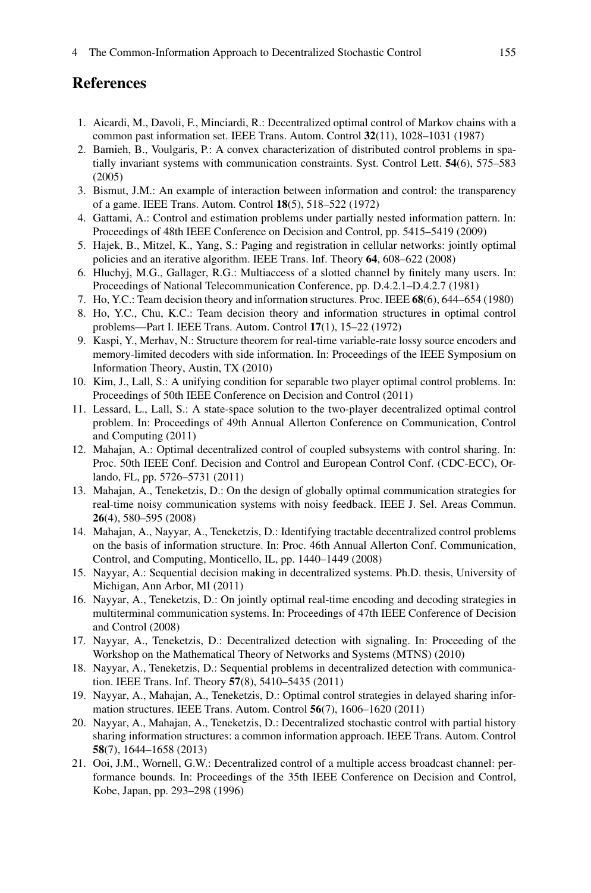## References

1. Aicardi, M., Davoli, F., Minciardi, R.: Decentralized optimal control of Markov chains with a common past information set. IEEE Trans. Autom. Control **32**(11), 1028–1031 (1987)
2. Bamieh, B., Voulgaris, P.: A convex characterization of distributed control problems in spatially invariant systems with communication constraints. Syst. Control Lett. **54**(6), 575–583 (2005)
3. Bismut, J.M.: An example of interaction between information and control: the transparency of a game. IEEE Trans. Autom. Control **18**(5), 518–522 (1972)
4. Gattami, A.: Control and estimation problems under partially nested information pattern. In: Proceedings of 48th IEEE Conference on Decision and Control, pp. 5415–5419 (2009)
5. Hajek, B., Mitzel, K., Yang, S.: Paging and registration in cellular networks: jointly optimal policies and an iterative algorithm. IEEE Trans. Inf. Theory **64**, 608–622 (2008)
6. Hluchyj, M.G., Gallager, R.G.: Multiaccess of a slotted channel by finitely many users. In: Proceedings of National Telecommunication Conference, pp. D.4.2.1–D.4.2.7 (1981)
7. Ho, Y.C.: Team decision theory and information structures. Proc. IEEE **68**(6), 644–654 (1980)
8. Ho, Y.C., Chu, K.C.: Team decision theory and information structures in optimal control problems—Part I. IEEE Trans. Autom. Control **17**(1), 15–22 (1972)
9. Kaspi, Y., Merhav, N.: Structure theorem for real-time variable-rate lossy source encoders and memory-limited decoders with side information. In: Proceedings of the IEEE Symposium on Information Theory, Austin, TX (2010)
10. Kim, J., Lall, S.: A unifying condition for separable two player optimal control problems. In: Proceedings of 50th IEEE Conference on Decision and Control (2011)
11. Lessard, L., Lall, S.: A state-space solution to the two-player decentralized optimal control problem. In: Proceedings of 49th Annual Allerton Conference on Communication, Control and Computing (2011)
12. Mahajan, A.: Optimal decentralized control of coupled subsystems with control sharing. In: Proc. 50th IEEE Conf. Decision and Control and European Control Conf. (CDC-ECC), Orlando, FL, pp. 5726–5731 (2011)
13. Mahajan, A., Teneketzis, D.: On the design of globally optimal communication strategies for real-time noisy communication systems with noisy feedback. IEEE J. Sel. Areas Commun. **26**(4), 580–595 (2008)
14. Mahajan, A., Nayyar, A., Teneketzis, D.: Identifying tractable decentralized control problems on the basis of information structure. In: Proc. 46th Annual Allerton Conf. Communication, Control, and Computing, Monticello, IL, pp. 1440–1449 (2008)
15. Nayyar, A.: Sequential decision making in decentralized systems. Ph.D. thesis, University of Michigan, Ann Arbor, MI (2011)
16. Nayyar, A., Teneketzis, D.: On jointly optimal real-time encoding and decoding strategies in multiterminal communication systems. In: Proceedings of 47th IEEE Conference of Decision and Control (2008)
17. Nayyar, A., Teneketzis, D.: Decentralized detection with signaling. In: Proceeding of the Workshop on the Mathematical Theory of Networks and Systems (MTNS) (2010)
18. Nayyar, A., Teneketzis, D.: Sequential problems in decentralized detection with communication. IEEE Trans. Inf. Theory **57**(8), 5410–5435 (2011)
19. Nayyar, A., Mahajan, A., Teneketzis, D.: Optimal control strategies in delayed sharing information structures. IEEE Trans. Autom. Control **56**(7), 1606–1620 (2011)
20. Nayyar, A., Mahajan, A., Teneketzis, D.: Decentralized stochastic control with partial history sharing information structures: a common information approach. IEEE Trans. Autom. Control **58**(7), 1644–1658 (2013)
21. Ooi, J.M., Wornell, G.W.: Decentralized control of a multiple access broadcast channel: performance bounds. In: Proceedings of the 35th IEEE Conference on Decision and Control, Kobe, Japan, pp. 293–298 (1996)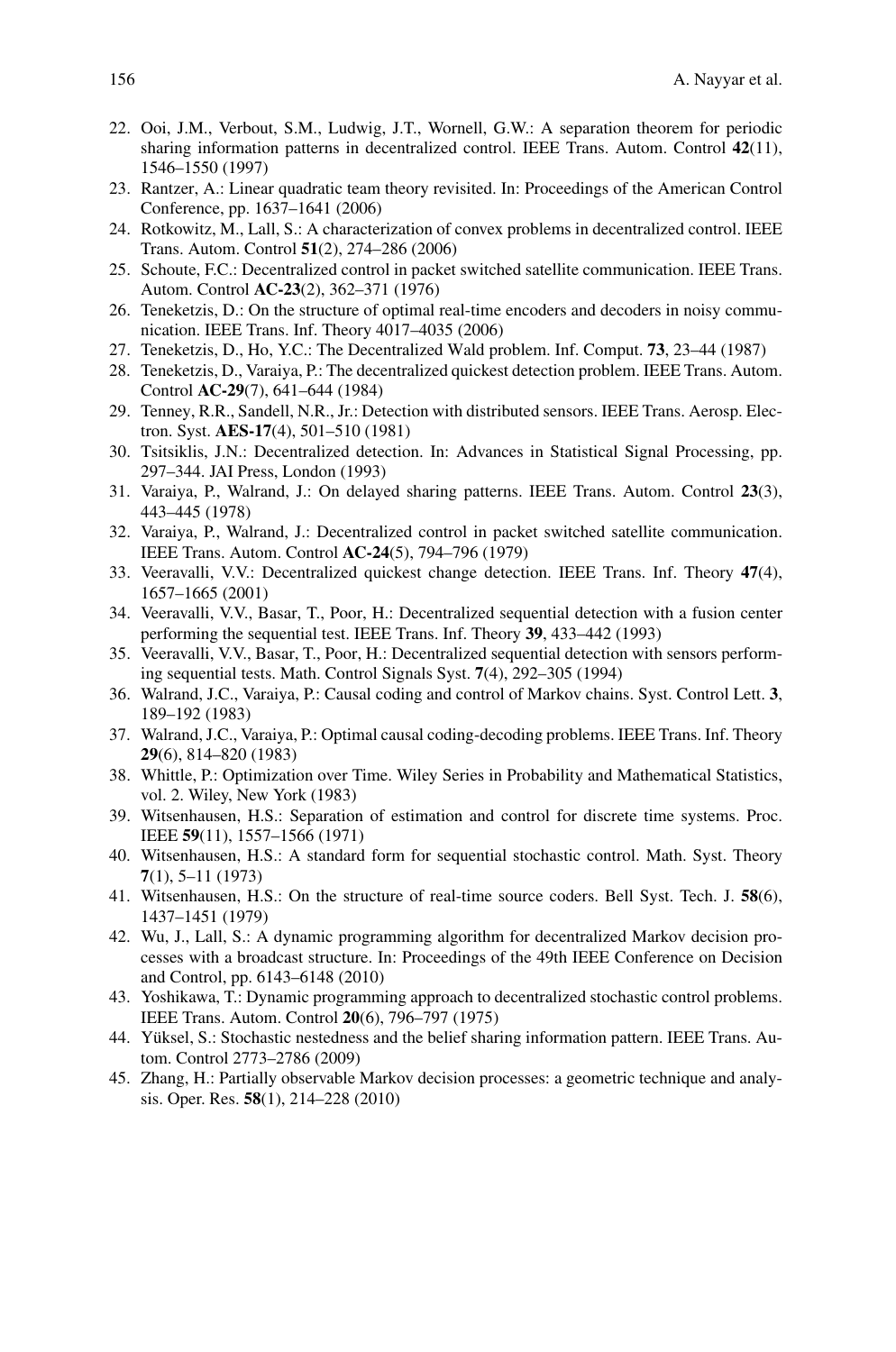22. Ooi, J.M., Verbout, S.M., Ludwig, J.T., Wornell, G.W.: A separation theorem for periodic sharing information patterns in decentralized control. IEEE Trans. Autom. Control **42**(11), 1546–1550 (1997)
23. Rantzer, A.: Linear quadratic team theory revisited. In: Proceedings of the American Control Conference, pp. 1637–1641 (2006)
24. Rotkowitz, M., Lall, S.: A characterization of convex problems in decentralized control. IEEE Trans. Autom. Control **51**(2), 274–286 (2006)
25. Schoute, F.C.: Decentralized control in packet switched satellite communication. IEEE Trans. Autom. Control **AC-23**(2), 362–371 (1976)
26. Teneketzis, D.: On the structure of optimal real-time encoders and decoders in noisy communication. IEEE Trans. Inf. Theory 4017–4035 (2006)
27. Teneketzis, D., Ho, Y.C.: The Decentralized Wald problem. Inf. Comput. **73**, 23–44 (1987)
28. Teneketzis, D., Varaiya, P.: The decentralized quickest detection problem. IEEE Trans. Autom. Control **AC-29**(7), 641–644 (1984)
29. Tenney, R.R., Sandell, N.R., Jr.: Detection with distributed sensors. IEEE Trans. Aerosp. Electron. Syst. **AES-17**(4), 501–510 (1981)
30. Tsitsiklis, J.N.: Decentralized detection. In: Advances in Statistical Signal Processing, pp. 297–344. JAI Press, London (1993)
31. Varaiya, P., Walrand, J.: On delayed sharing patterns. IEEE Trans. Autom. Control **23**(3), 443–445 (1978)
32. Varaiya, P., Walrand, J.: Decentralized control in packet switched satellite communication. IEEE Trans. Autom. Control **AC-24**(5), 794–796 (1979)
33. Veeravalli, V.V.: Decentralized quickest change detection. IEEE Trans. Inf. Theory **47**(4), 1657–1665 (2001)
34. Veeravalli, V.V., Basar, T., Poor, H.: Decentralized sequential detection with a fusion center performing the sequential test. IEEE Trans. Inf. Theory **39**, 433–442 (1993)
35. Veeravalli, V.V., Basar, T., Poor, H.: Decentralized sequential detection with sensors performing sequential tests. Math. Control Signals Syst. **7**(4), 292–305 (1994)
36. Walrand, J.C., Varaiya, P.: Causal coding and control of Markov chains. Syst. Control Lett. **3**, 189–192 (1983)
37. Walrand, J.C., Varaiya, P.: Optimal causal coding-decoding problems. IEEE Trans. Inf. Theory **29**(6), 814–820 (1983)
38. Whittle, P.: Optimization over Time. Wiley Series in Probability and Mathematical Statistics, vol. 2. Wiley, New York (1983)
39. Witsenhausen, H.S.: Separation of estimation and control for discrete time systems. Proc. IEEE **59**(11), 1557–1566 (1971)
40. Witsenhausen, H.S.: A standard form for sequential stochastic control. Math. Syst. Theory **7**(1), 5–11 (1973)
41. Witsenhausen, H.S.: On the structure of real-time source coders. Bell Syst. Tech. J. **58**(6), 1437–1451 (1979)
42. Wu, J., Lall, S.: A dynamic programming algorithm for decentralized Markov decision processes with a broadcast structure. In: Proceedings of the 49th IEEE Conference on Decision and Control, pp. 6143–6148 (2010)
43. Yoshikawa, T.: Dynamic programming approach to decentralized stochastic control problems. IEEE Trans. Autom. Control **20**(6), 796–797 (1975)
44. Yüksel, S.: Stochastic nestedness and the belief sharing information pattern. IEEE Trans. Autom. Control 2773–2786 (2009)
45. Zhang, H.: Partially observable Markov decision processes: a geometric technique and analysis. Oper. Res. **58**(1), 214–228 (2010)